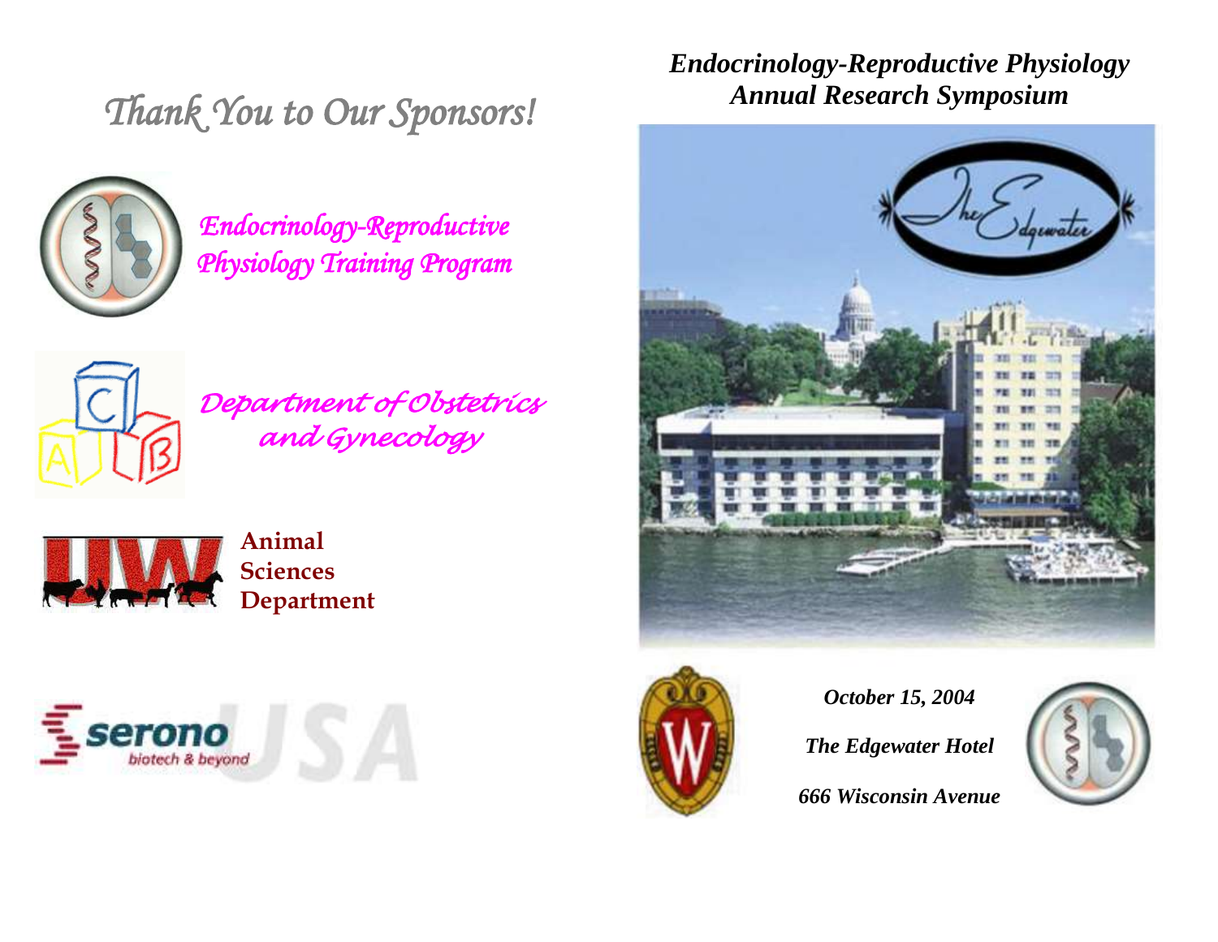# Thank You to Our Sponsors!

*Endocrinology-Reproductive Physiology Training Program*

*Department of Obstetrics and Gynecology*

**Animal Sciences Department**

serono USA
biotech & beyond

## *Endocrinology-Reproductive Physiology Annual Research Symposium*

The Edgewater

***October 15, 2004***

***The Edgewater Hotel***

***666 Wisconsin Avenue***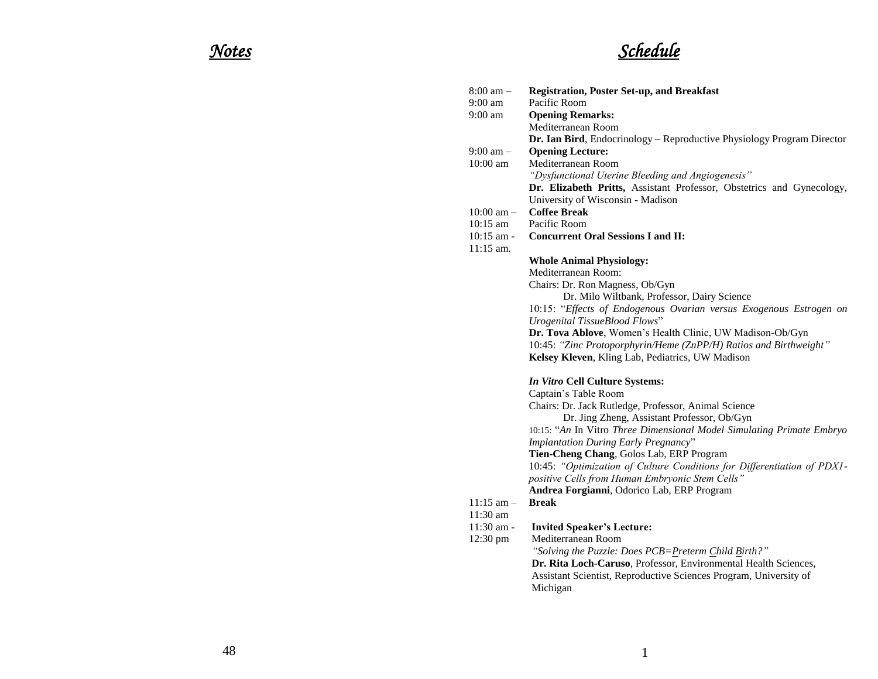## *Notes*

## *Schedule*

| | |
|---|---|
| 8:00 am – 9:00 am | **Registration, Poster Set-up, and Breakfast**<br>Pacific Room |
| 9:00 am | **Opening Remarks:**<br>Mediterranean Room<br>**Dr. Ian Bird**, Endocrinology – Reproductive Physiology Program Director |
| 9:00 am – 10:00 am | **Opening Lecture:**<br>Mediterranean Room<br>*"Dysfunctional Uterine Bleeding and Angiogenesis"*<br>**Dr. Elizabeth Pritts,** Assistant Professor, Obstetrics and Gynecology, University of Wisconsin - Madison |
| 10:00 am – 10:15 am | **Coffee Break**<br>Pacific Room |
| 10:15 am - 11:15 am. | **Concurrent Oral Sessions I and II:** |

**Whole Animal Physiology:**
Mediterranean Room:
Chairs: Dr. Ron Magness, Ob/Gyn
Dr. Milo Wiltbank, Professor, Dairy Science

10:15: "*Effects of Endogenous Ovarian versus Exogenous Estrogen on Urogenital TissueBlood Flows*"
**Dr. Tova Ablove**, Women's Health Clinic, UW Madison-Ob/Gyn

10:45: *"Zinc Protoporphyrin/Heme (ZnPP/H) Ratios and Birthweight"*
**Kelsey Kleven**, Kling Lab, Pediatrics, UW Madison

***In Vitro* Cell Culture Systems:**
Captain's Table Room
Chairs: Dr. Jack Rutledge, Professor, Animal Science
Dr. Jing Zheng, Assistant Professor, Ob/Gyn

10:15: "*An* In Vitro *Three Dimensional Model Simulating Primate Embryo Implantation During Early Pregnancy*"
**Tien-Cheng Chang**, Golos Lab, ERP Program

10:45: *"Optimization of Culture Conditions for Differentiation of PDX1-positive Cells from Human Embryonic Stem Cells"*
**Andrea Forgianni**, Odorico Lab, ERP Program

| | |
|---|---|
| 11:15 am – 11:30 am | **Break** |
| 11:30 am - 12:30 pm | **Invited Speaker's Lecture:**<br>Mediterranean Room<br>*"Solving the Puzzle: Does PCB=Preterm Child Birth?"*<br>**Dr. Rita Loch-Caruso**, Professor, Environmental Health Sciences, Assistant Scientist, Reproductive Sciences Program, University of Michigan |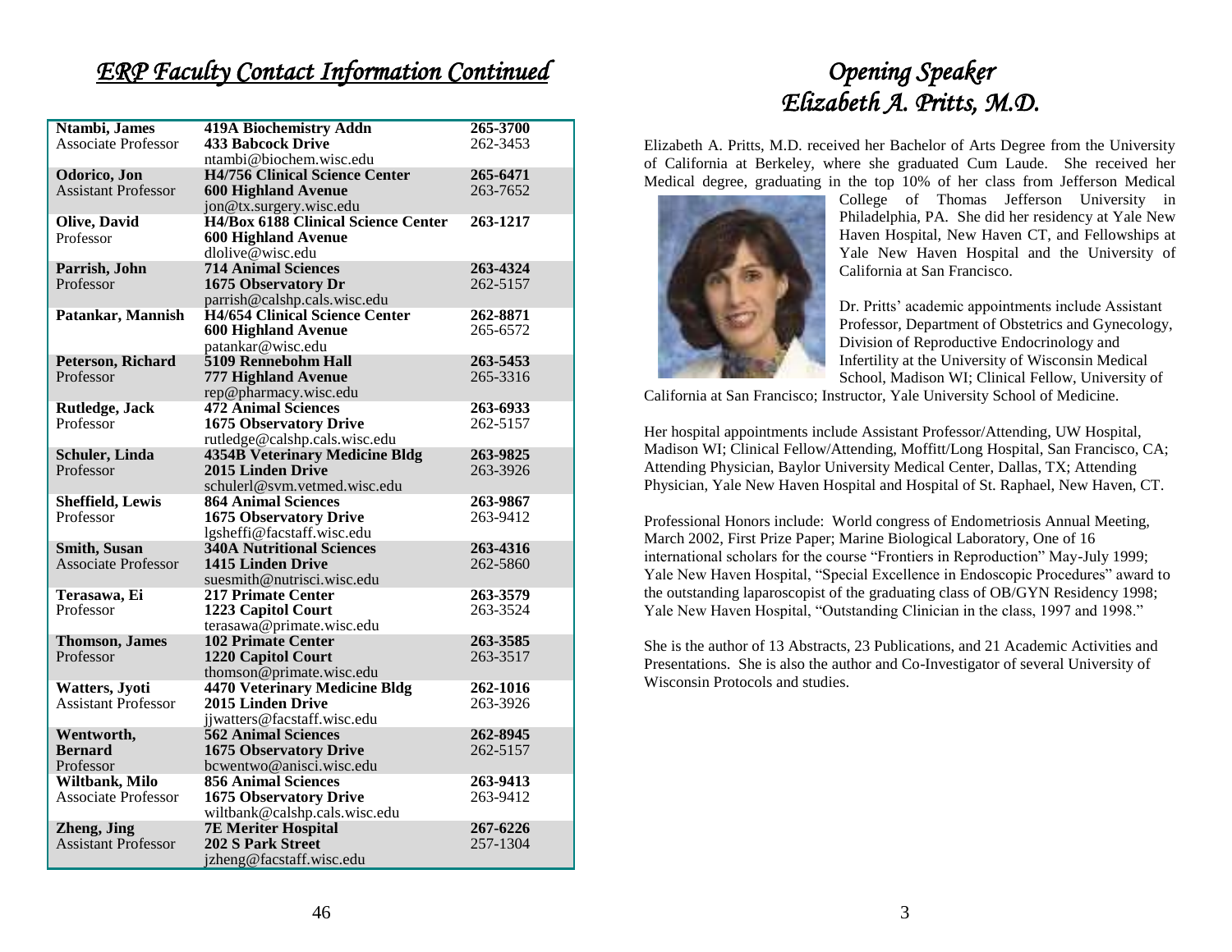# *ERP Faculty Contact Information Continued*

| Name / Title | Address / Email | Phone |
| --- | --- | --- |
| **Ntambi, James**<br>Associate Professor | **419A Biochemistry Addn**<br>**433 Babcock Drive**<br>ntambi@biochem.wisc.edu | **265-3700**<br>262-3453 |
| **Odorico, Jon**<br>Assistant Professor | **H4/756 Clinical Science Center**<br>**600 Highland Avenue**<br>jon@tx.surgery.wisc.edu | **265-6471**<br>263-7652 |
| **Olive, David**<br>Professor | **H4/Box 6188 Clinical Science Center**<br>**600 Highland Avenue**<br>dlolive@wisc.edu | **263-1217** |
| **Parrish, John**<br>Professor | **714 Animal Sciences**<br>**1675 Observatory Dr**<br>parrish@calshp.cals.wisc.edu | **263-4324**<br>262-5157 |
| **Patankar, Mannish** | **H4/654 Clinical Science Center**<br>**600 Highland Avenue**<br>patankar@wisc.edu | **262-8871**<br>265-6572 |
| **Peterson, Richard**<br>Professor | **5109 Rennebohm Hall**<br>**777 Highland Avenue**<br>rep@pharmacy.wisc.edu | **263-5453**<br>265-3316 |
| **Rutledge, Jack**<br>Professor | **472 Animal Sciences**<br>**1675 Observatory Drive**<br>rutledge@calshp.cals.wisc.edu | **263-6933**<br>262-5157 |
| **Schuler, Linda**<br>Professor | **4354B Veterinary Medicine Bldg**<br>**2015 Linden Drive**<br>schulerl@svm.vetmed.wisc.edu | **263-9825**<br>263-3926 |
| **Sheffield, Lewis**<br>Professor | **864 Animal Sciences**<br>**1675 Observatory Drive**<br>lgsheffi@facstaff.wisc.edu | **263-9867**<br>263-9412 |
| **Smith, Susan**<br>Associate Professor | **340A Nutritional Sciences**<br>**1415 Linden Drive**<br>suesmith@nutrisci.wisc.edu | **263-4316**<br>262-5860 |
| **Terasawa, Ei**<br>Professor | **217 Primate Center**<br>**1223 Capitol Court**<br>terasawa@primate.wisc.edu | **263-3579**<br>263-3524 |
| **Thomson, James**<br>Professor | **102 Primate Center**<br>**1220 Capitol Court**<br>thomson@primate.wisc.edu | **263-3585**<br>263-3517 |
| **Watters, Jyoti**<br>Assistant Professor | **4470 Veterinary Medicine Bldg**<br>**2015 Linden Drive**<br>jjwatters@facstaff.wisc.edu | **262-1016**<br>263-3926 |
| **Wentworth, Bernard**<br>Professor | **562 Animal Sciences**<br>**1675 Observatory Drive**<br>bcwentwo@anisci.wisc.edu | **262-8945**<br>262-5157 |
| **Wiltbank, Milo**<br>Associate Professor | **856 Animal Sciences**<br>**1675 Observatory Drive**<br>wiltbank@calshp.cals.wisc.edu | **263-9413**<br>263-9412 |
| **Zheng, Jing**<br>Assistant Professor | **7E Meriter Hospital**<br>**202 S Park Street**<br>jzheng@facstaff.wisc.edu | **267-6226**<br>257-1304 |

# *Opening Speaker*
# *Elizabeth A. Pritts, M.D.*

Elizabeth A. Pritts, M.D. received her Bachelor of Arts Degree from the University of California at Berkeley, where she graduated Cum Laude. She received her Medical degree, graduating in the top 10% of her class from Jefferson Medical College of Thomas Jefferson University in Philadelphia, PA. She did her residency at Yale New Haven Hospital, New Haven CT, and Fellowships at Yale New Haven Hospital and the University of California at San Francisco.

Dr. Pritts' academic appointments include Assistant Professor, Department of Obstetrics and Gynecology, Division of Reproductive Endocrinology and Infertility at the University of Wisconsin Medical School, Madison WI; Clinical Fellow, University of California at San Francisco; Instructor, Yale University School of Medicine.

Her hospital appointments include Assistant Professor/Attending, UW Hospital, Madison WI; Clinical Fellow/Attending, Moffitt/Long Hospital, San Francisco, CA; Attending Physician, Baylor University Medical Center, Dallas, TX; Attending Physician, Yale New Haven Hospital and Hospital of St. Raphael, New Haven, CT.

Professional Honors include: World congress of Endometriosis Annual Meeting, March 2002, First Prize Paper; Marine Biological Laboratory, One of 16 international scholars for the course "Frontiers in Reproduction" May-July 1999; Yale New Haven Hospital, "Special Excellence in Endoscopic Procedures" award to the outstanding laparoscopist of the graduating class of OB/GYN Residency 1998; Yale New Haven Hospital, "Outstanding Clinician in the class, 1997 and 1998."

She is the author of 13 Abstracts, 23 Publications, and 21 Academic Activities and Presentations. She is also the author and Co-Investigator of several University of Wisconsin Protocols and studies.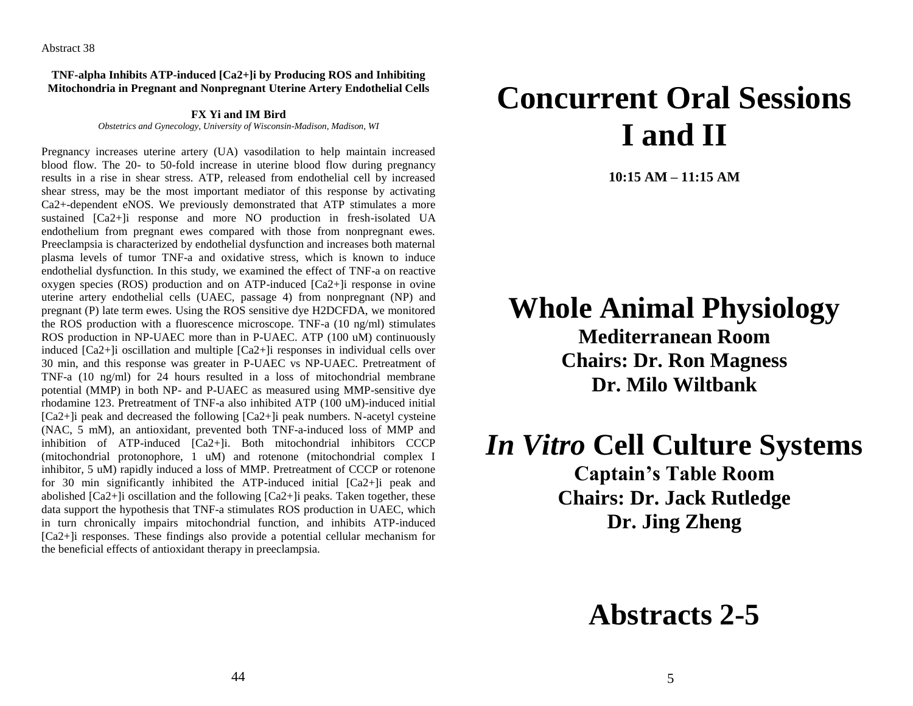Abstract 38

**TNF-alpha Inhibits ATP-induced [Ca2+]i by Producing ROS and Inhibiting Mitochondria in Pregnant and Nonpregnant Uterine Artery Endothelial Cells**

**FX Yi and IM Bird**
*Obstetrics and Gynecology, University of Wisconsin-Madison, Madison, WI*

Pregnancy increases uterine artery (UA) vasodilation to help maintain increased blood flow. The 20- to 50-fold increase in uterine blood flow during pregnancy results in a rise in shear stress. ATP, released from endothelial cell by increased shear stress, may be the most important mediator of this response by activating Ca2+-dependent eNOS. We previously demonstrated that ATP stimulates a more sustained [Ca2+]i response and more NO production in fresh-isolated UA endothelium from pregnant ewes compared with those from nonpregnant ewes. Preeclampsia is characterized by endothelial dysfunction and increases both maternal plasma levels of tumor TNF-a and oxidative stress, which is known to induce endothelial dysfunction. In this study, we examined the effect of TNF-a on reactive oxygen species (ROS) production and on ATP-induced [Ca2+]i response in ovine uterine artery endothelial cells (UAEC, passage 4) from nonpregnant (NP) and pregnant (P) late term ewes. Using the ROS sensitive dye H2DCFDA, we monitored the ROS production with a fluorescence microscope. TNF-a (10 ng/ml) stimulates ROS production in NP-UAEC more than in P-UAEC. ATP (100 uM) continuously induced [Ca2+]i oscillation and multiple [Ca2+]i responses in individual cells over 30 min, and this response was greater in P-UAEC vs NP-UAEC. Pretreatment of TNF-a (10 ng/ml) for 24 hours resulted in a loss of mitochondrial membrane potential (MMP) in both NP- and P-UAEC as measured using MMP-sensitive dye rhodamine 123. Pretreatment of TNF-a also inhibited ATP (100 uM)-induced initial [Ca2+]i peak and decreased the following [Ca2+]i peak numbers. N-acetyl cysteine (NAC, 5 mM), an antioxidant, prevented both TNF-a-induced loss of MMP and inhibition of ATP-induced [Ca2+]i. Both mitochondrial inhibitors CCCP (mitochondrial protonophore, 1 uM) and rotenone (mitochondrial complex I inhibitor, 5 uM) rapidly induced a loss of MMP. Pretreatment of CCCP or rotenone for 30 min significantly inhibited the ATP-induced initial [Ca2+]i peak and abolished [Ca2+]i oscillation and the following [Ca2+]i peaks. Taken together, these data support the hypothesis that TNF-a stimulates ROS production in UAEC, which in turn chronically impairs mitochondrial function, and inhibits ATP-induced [Ca2+]i responses. These findings also provide a potential cellular mechanism for the beneficial effects of antioxidant therapy in preeclampsia.

# Concurrent Oral Sessions I and II

**10:15 AM – 11:15 AM**

# Whole Animal Physiology

**Mediterranean Room**
**Chairs: Dr. Ron Magness**
**Dr. Milo Wiltbank**

# *In Vitro* Cell Culture Systems

**Captain's Table Room**
**Chairs: Dr. Jack Rutledge**
**Dr. Jing Zheng**

# Abstracts 2-5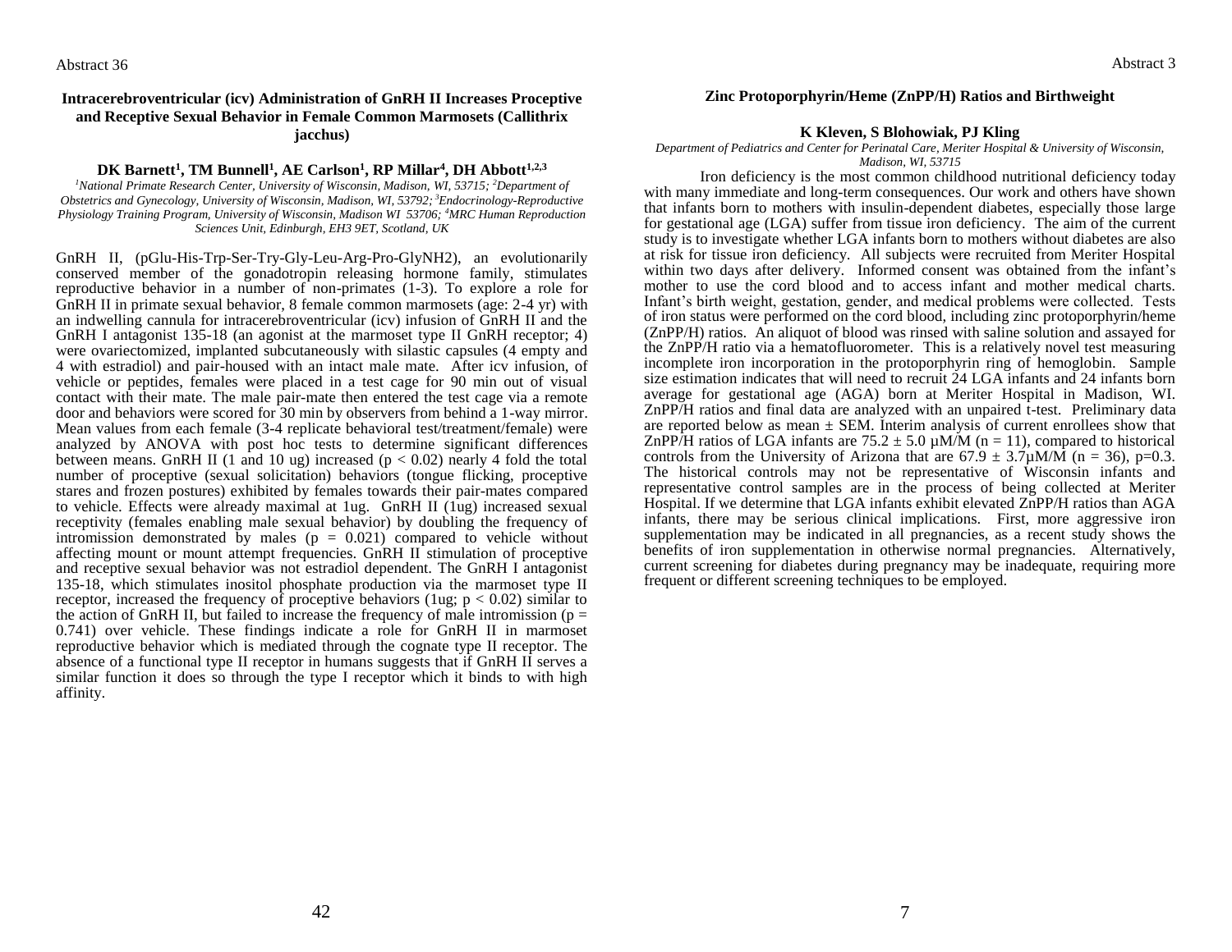## Intracerebroventricular (icv) Administration of GnRH II Increases Proceptive and Receptive Sexual Behavior in Female Common Marmosets (Callithrix jacchus)

**DK Barnett[1], TM Bunnell[1], AE Carlson[1], RP Millar[4], DH Abbott[1,2,3]**

*[1]National Primate Research Center, University of Wisconsin, Madison, WI, 53715; [2]Department of Obstetrics and Gynecology, University of Wisconsin, Madison, WI, 53792; [3]Endocrinology-Reproductive Physiology Training Program, University of Wisconsin, Madison WI 53706; [4]MRC Human Reproduction Sciences Unit, Edinburgh, EH3 9ET, Scotland, UK*

GnRH II, (pGlu-His-Trp-Ser-Try-Gly-Leu-Arg-Pro-GlyNH2), an evolutionarily conserved member of the gonadotropin releasing hormone family, stimulates reproductive behavior in a number of non-primates (1-3). To explore a role for GnRH II in primate sexual behavior, 8 female common marmosets (age: 2-4 yr) with an indwelling cannula for intracerebroventricular (icv) infusion of GnRH II and the GnRH I antagonist 135-18 (an agonist at the marmoset type II GnRH receptor; 4) were ovariectomized, implanted subcutaneously with silastic capsules (4 empty and 4 with estradiol) and pair-housed with an intact male mate. After icv infusion, of vehicle or peptides, females were placed in a test cage for 90 min out of visual contact with their mate. The male pair-mate then entered the test cage via a remote door and behaviors were scored for 30 min by observers from behind a 1-way mirror. Mean values from each female (3-4 replicate behavioral test/treatment/female) were analyzed by ANOVA with post hoc tests to determine significant differences between means. GnRH II (1 and 10 ug) increased ($p < 0.02$) nearly 4 fold the total number of proceptive (sexual solicitation) behaviors (tongue flicking, proceptive stares and frozen postures) exhibited by females towards their pair-mates compared to vehicle. Effects were already maximal at 1ug. GnRH II (1ug) increased sexual receptivity (females enabling male sexual behavior) by doubling the frequency of intromission demonstrated by males ($p = 0.021$) compared to vehicle without affecting mount or mount attempt frequencies. GnRH II stimulation of proceptive and receptive sexual behavior was not estradiol dependent. The GnRH I antagonist 135-18, which stimulates inositol phosphate production via the marmoset type II receptor, increased the frequency of proceptive behaviors (1ug; $p < 0.02$) similar to the action of GnRH II, but failed to increase the frequency of male intromission ($p = 0.741$) over vehicle. These findings indicate a role for GnRH II in marmoset reproductive behavior which is mediated through the cognate type II receptor. The absence of a functional type II receptor in humans suggests that if GnRH II serves a similar function it does so through the type I receptor which it binds to with high affinity.

## Zinc Protoporphyrin/Heme (ZnPP/H) Ratios and Birthweight

**K Kleven, S Blohowiak, PJ Kling**

*Department of Pediatrics and Center for Perinatal Care, Meriter Hospital & University of Wisconsin, Madison, WI, 53715*

Iron deficiency is the most common childhood nutritional deficiency today with many immediate and long-term consequences. Our work and others have shown that infants born to mothers with insulin-dependent diabetes, especially those large for gestational age (LGA) suffer from tissue iron deficiency. The aim of the current study is to investigate whether LGA infants born to mothers without diabetes are also at risk for tissue iron deficiency. All subjects were recruited from Meriter Hospital within two days after delivery. Informed consent was obtained from the infant's mother to use the cord blood and to access infant and mother medical charts. Infant's birth weight, gestation, gender, and medical problems were collected. Tests of iron status were performed on the cord blood, including zinc protoporphyrin/heme (ZnPP/H) ratios. An aliquot of blood was rinsed with saline solution and assayed for the ZnPP/H ratio via a hematofluorometer. This is a relatively novel test measuring incomplete iron incorporation in the protoporphyrin ring of hemoglobin. Sample size estimation indicates that will need to recruit 24 LGA infants and 24 infants born average for gestational age (AGA) born at Meriter Hospital in Madison, WI. ZnPP/H ratios and final data are analyzed with an unpaired t-test. Preliminary data are reported below as mean ± SEM. Interim analysis of current enrollees show that ZnPP/H ratios of LGA infants are $75.2 \pm 5.0$ µM/M ($n = 11$), compared to historical controls from the University of Arizona that are $67.9 \pm 3.7$µM/M ($n = 36$), $p=0.3$. The historical controls may not be representative of Wisconsin infants and representative control samples are in the process of being collected at Meriter Hospital. If we determine that LGA infants exhibit elevated ZnPP/H ratios than AGA infants, there may be serious clinical implications. First, more aggressive iron supplementation may be indicated in all pregnancies, as a recent study shows the benefits of iron supplementation in otherwise normal pregnancies. Alternatively, current screening for diabetes during pregnancy may be inadequate, requiring more frequent or different screening techniques to be employed.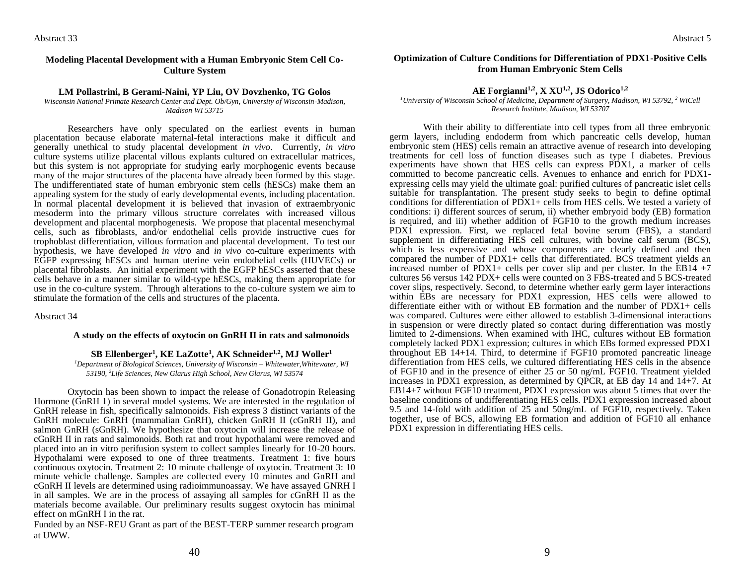Abstract 33

## Modeling Placental Development with a Human Embryonic Stem Cell Co-Culture System

**LM Pollastrini, B Gerami-Naini, YP Liu, OV Dovzhenko, TG Golos**

*Wisconsin National Primate Research Center and Dept. Ob/Gyn, University of Wisconsin-Madison, Madison WI 53715*

Researchers have only speculated on the earliest events in human placentation because elaborate maternal-fetal interactions make it difficult and generally unethical to study placental development *in vivo*. Currently, *in vitro* culture systems utilize placental villous explants cultured on extracellular matrices, but this system is not appropriate for studying early morphogenic events because many of the major structures of the placenta have already been formed by this stage. The undifferentiated state of human embryonic stem cells (hESCs) make them an appealing system for the study of early developmental events, including placentation. In normal placental development it is believed that invasion of extraembryonic mesoderm into the primary villous structure correlates with increased villous development and placental morphogenesis. We propose that placental mesenchymal cells, such as fibroblasts, and/or endothelial cells provide instructive cues for trophoblast differentiation, villous formation and placental development. To test our hypothesis, we have developed *in vitro* and *in vivo* co-culture experiments with EGFP expressing hESCs and human uterine vein endothelial cells (HUVECs) or placental fibroblasts. An initial experiment with the EGFP hESCs asserted that these cells behave in a manner similar to wild-type hESCs, making them appropriate for use in the co-culture system. Through alterations to the co-culture system we aim to stimulate the formation of the cells and structures of the placenta.

Abstract 34

## A study on the effects of oxytocin on GnRH II in rats and salmonoids

**SB Ellenberger[1], KE LaZotte[1], AK Schneider[1,2], MJ Woller[1]**

*[1]Department of Biological Sciences, University of Wisconsin – Whitewater,Whitewater, WI 53190, [2]Life Sciences, New Glarus High School, New Glarus, WI 53574*

Oxytocin has been shown to impact the release of Gonadotropin Releasing Hormone (GnRH 1) in several model systems. We are interested in the regulation of GnRH release in fish, specifically salmonoids. Fish express 3 distinct variants of the GnRH molecule: GnRH (mammalian GnRH), chicken GnRH II (cGnRH II), and salmon GnRH (sGnRH). We hypothesize that oxytocin will increase the release of cGnRH II in rats and salmonoids. Both rat and trout hypothalami were removed and placed into an in vitro perifusion system to collect samples linearly for 10-20 hours. Hypothalami were exposed to one of three treatments. Treatment 1: five hours continuous oxytocin. Treatment 2: 10 minute challenge of oxytocin. Treatment 3: 10 minute vehicle challenge. Samples are collected every 10 minutes and GnRH and cGnRH II levels are determined using radioimmunoassay. We have assayed GNRH I in all samples. We are in the process of assaying all samples for cGnRH II as the materials become available. Our preliminary results suggest oxytocin has minimal effect on mGnRH I in the rat.

Funded by an NSF-REU Grant as part of the BEST-TERP summer research program at UWW.

Abstract 5

## Optimization of Culture Conditions for Differentiation of PDX1-Positive Cells from Human Embryonic Stem Cells

**AE Forgianni[1,2], X XU[1,2], JS Odorico[1,2]**

*[1]University of Wisconsin School of Medicine, Department of Surgery, Madison, WI 53792, [2] WiCell Research Institute, Madison, WI 53707*

With their ability to differentiate into cell types from all three embryonic germ layers, including endoderm from which pancreatic cells develop, human embryonic stem (HES) cells remain an attractive avenue of research into developing treatments for cell loss of function diseases such as type I diabetes. Previous experiments have shown that HES cells can express PDX1, a marker of cells committed to become pancreatic cells. Avenues to enhance and enrich for PDX1-expressing cells may yield the ultimate goal: purified cultures of pancreatic islet cells suitable for transplantation. The present study seeks to begin to define optimal conditions for differentiation of PDX1+ cells from HES cells. We tested a variety of conditions: i) different sources of serum, ii) whether embryoid body (EB) formation is required, and iii) whether addition of FGF10 to the growth medium increases PDX1 expression. First, we replaced fetal bovine serum (FBS), a standard supplement in differentiating HES cell cultures, with bovine calf serum (BCS), which is less expensive and whose components are clearly defined and then compared the number of PDX1+ cells that differentiated. BCS treatment yields an increased number of PDX1+ cells per cover slip and per cluster. In the EB14 +7 cultures 56 versus 142 PDX+ cells were counted on 3 FBS-treated and 5 BCS-treated cover slips, respectively. Second, to determine whether early germ layer interactions within EBs are necessary for PDX1 expression, HES cells were allowed to differentiate either with or without EB formation and the number of PDX1+ cells was compared. Cultures were either allowed to establish 3-dimensional interactions in suspension or were directly plated so contact during differentiation was mostly limited to 2-dimensions. When examined with IHC, cultures without EB formation completely lacked PDX1 expression; cultures in which EBs formed expressed PDX1 throughout EB 14+14. Third, to determine if FGF10 promoted pancreatic lineage differentiation from HES cells, we cultured differentiating HES cells in the absence of FGF10 and in the presence of either 25 or 50 ng/mL FGF10. Treatment yielded increases in PDX1 expression, as determined by QPCR, at EB day 14 and 14+7. At EB14+7 without FGF10 treatment, PDX1 expression was about 5 times that over the baseline conditions of undifferentiating HES cells. PDX1 expression increased about 9.5 and 14-fold with addition of 25 and 50ng/mL of FGF10, respectively. Taken together, use of BCS, allowing EB formation and addition of FGF10 all enhance PDX1 expression in differentiating HES cells.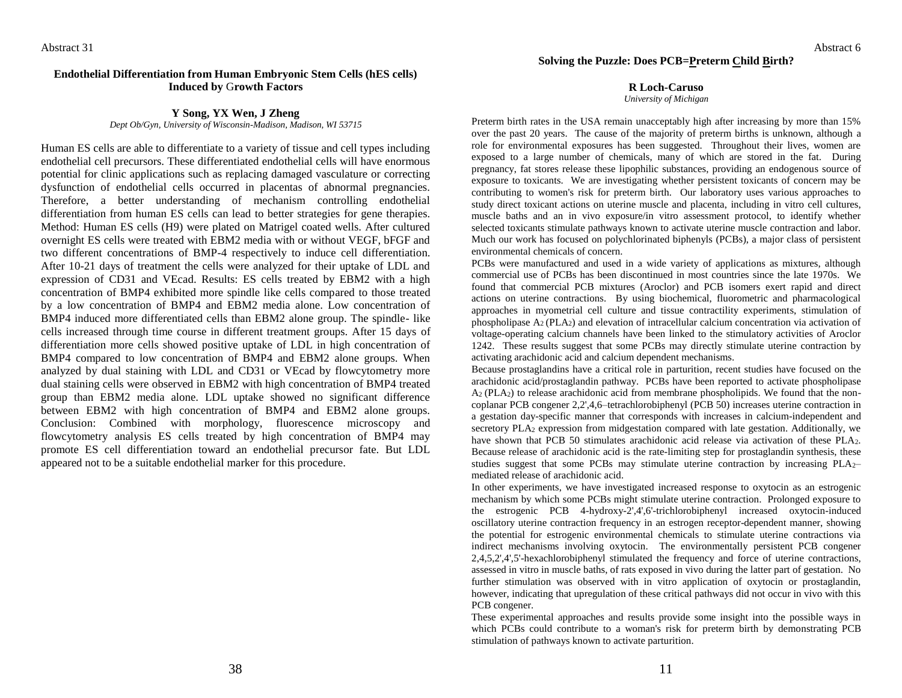Abstract 31

## Endothelial Differentiation from Human Embryonic Stem Cells (hES cells) Induced by Growth Factors

**Y Song, YX Wen, J Zheng**

*Dept Ob/Gyn, University of Wisconsin-Madison, Madison, WI 53715*

Human ES cells are able to differentiate to a variety of tissue and cell types including endothelial cell precursors. These differentiated endothelial cells will have enormous potential for clinic applications such as replacing damaged vasculature or correcting dysfunction of endothelial cells occurred in placentas of abnormal pregnancies. Therefore, a better understanding of mechanism controlling endothelial differentiation from human ES cells can lead to better strategies for gene therapies. Method: Human ES cells (H9) were plated on Matrigel coated wells. After cultured overnight ES cells were treated with EBM2 media with or without VEGF, bFGF and two different concentrations of BMP-4 respectively to induce cell differentiation. After 10-21 days of treatment the cells were analyzed for their uptake of LDL and expression of CD31 and VEcad. Results: ES cells treated by EBM2 with a high concentration of BMP4 exhibited more spindle like cells compared to those treated by a low concentration of BMP4 and EBM2 media alone. Low concentration of BMP4 induced more differentiated cells than EBM2 alone group. The spindle- like cells increased through time course in different treatment groups. After 15 days of differentiation more cells showed positive uptake of LDL in high concentration of BMP4 compared to low concentration of BMP4 and EBM2 alone groups. When analyzed by dual staining with LDL and CD31 or VEcad by flowcytometry more dual staining cells were observed in EBM2 with high concentration of BMP4 treated group than EBM2 media alone. LDL uptake showed no significant difference between EBM2 with high concentration of BMP4 and EBM2 alone groups. Conclusion: Combined with morphology, fluorescence microscopy and flowcytometry analysis ES cells treated by high concentration of BMP4 may promote ES cell differentiation toward an endothelial precursor fate. But LDL appeared not to be a suitable endothelial marker for this procedure.

Abstract 6

## Solving the Puzzle: Does PCB=Preterm Child Birth?

**R Loch-Caruso**

*University of Michigan*

Preterm birth rates in the USA remain unacceptably high after increasing by more than 15% over the past 20 years. The cause of the majority of preterm births is unknown, although a role for environmental exposures has been suggested. Throughout their lives, women are exposed to a large number of chemicals, many of which are stored in the fat. During pregnancy, fat stores release these lipophilic substances, providing an endogenous source of exposure to toxicants. We are investigating whether persistent toxicants of concern may be contributing to women's risk for preterm birth. Our laboratory uses various approaches to study direct toxicant actions on uterine muscle and placenta, including in vitro cell cultures, muscle baths and an in vivo exposure/in vitro assessment protocol, to identify whether selected toxicants stimulate pathways known to activate uterine muscle contraction and labor. Much our work has focused on polychlorinated biphenyls (PCBs), a major class of persistent environmental chemicals of concern.

PCBs were manufactured and used in a wide variety of applications as mixtures, although commercial use of PCBs has been discontinued in most countries since the late 1970s. We found that commercial PCB mixtures (Aroclor) and PCB isomers exert rapid and direct actions on uterine contractions. By using biochemical, fluorometric and pharmacological approaches in myometrial cell culture and tissue contractility experiments, stimulation of phospholipase $A_2$ ($PLA_2$) and elevation of intracellular calcium concentration via activation of voltage-operating calcium channels have been linked to the stimulatory activities of Aroclor 1242. These results suggest that some PCBs may directly stimulate uterine contraction by activating arachidonic acid and calcium dependent mechanisms.

Because prostaglandins have a critical role in parturition, recent studies have focused on the arachidonic acid/prostaglandin pathway. PCBs have been reported to activate phospholipase $A_2$ ($PLA_2$) to release arachidonic acid from membrane phospholipids. We found that the non-coplanar PCB congener 2,2',4,6–tetrachlorobiphenyl (PCB 50) increases uterine contraction in a gestation day-specific manner that corresponds with increases in calcium-independent and secretory $PLA_2$ expression from midgestation compared with late gestation. Additionally, we have shown that PCB 50 stimulates arachidonic acid release via activation of these $PLA_2$. Because release of arachidonic acid is the rate-limiting step for prostaglandin synthesis, these studies suggest that some PCBs may stimulate uterine contraction by increasing $PLA_2$–mediated release of arachidonic acid.

In other experiments, we have investigated increased response to oxytocin as an estrogenic mechanism by which some PCBs might stimulate uterine contraction. Prolonged exposure to the estrogenic PCB 4-hydroxy-2',4',6'-trichlorobiphenyl increased oxytocin-induced oscillatory uterine contraction frequency in an estrogen receptor-dependent manner, showing the potential for estrogenic environmental chemicals to stimulate uterine contractions via indirect mechanisms involving oxytocin. The environmentally persistent PCB congener 2,4,5,2',4',5'-hexachlorobiphenyl stimulated the frequency and force of uterine contractions, assessed in vitro in muscle baths, of rats exposed in vivo during the latter part of gestation. No further stimulation was observed with in vitro application of oxytocin or prostaglandin, however, indicating that upregulation of these critical pathways did not occur in vivo with this PCB congener.

These experimental approaches and results provide some insight into the possible ways in which PCBs could contribute to a woman's risk for preterm birth by demonstrating PCB stimulation of pathways known to activate parturition.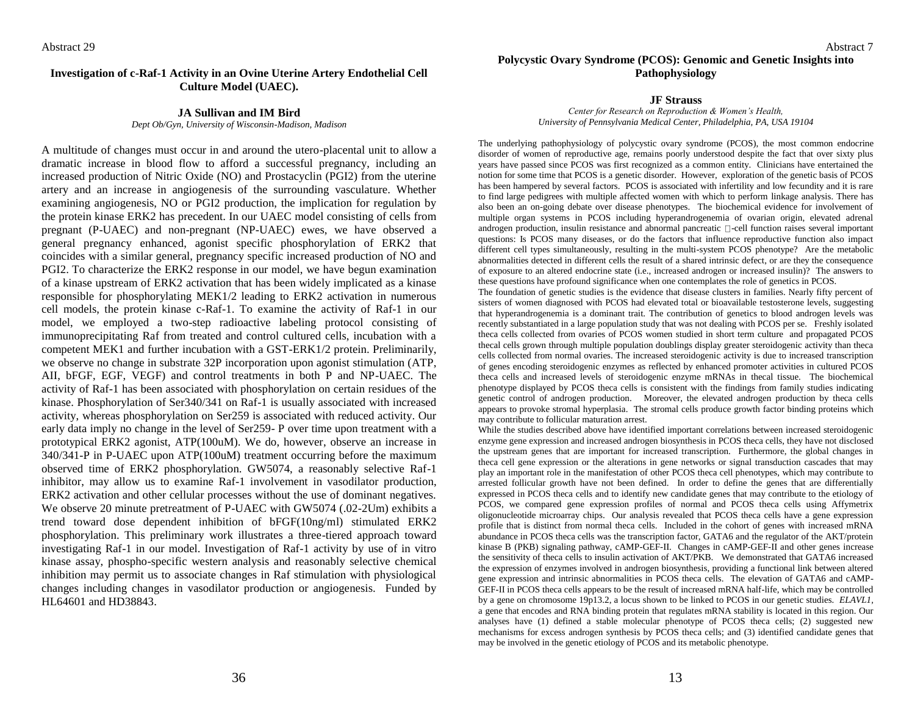Abstract 29

### Investigation of c-Raf-1 Activity in an Ovine Uterine Artery Endothelial Cell Culture Model (UAEC).

**JA Sullivan and IM Bird**

*Dept Ob/Gyn, University of Wisconsin-Madison, Madison*

A multitude of changes must occur in and around the utero-placental unit to allow a dramatic increase in blood flow to afford a successful pregnancy, including an increased production of Nitric Oxide (NO) and Prostacyclin (PGI2) from the uterine artery and an increase in angiogenesis of the surrounding vasculature. Whether examining angiogenesis, NO or PGI2 production, the implication for regulation by the protein kinase ERK2 has precedent. In our UAEC model consisting of cells from pregnant (P-UAEC) and non-pregnant (NP-UAEC) ewes, we have observed a general pregnancy enhanced, agonist specific phosphorylation of ERK2 that coincides with a similar general, pregnancy specific increased production of NO and PGI2. To characterize the ERK2 response in our model, we have begun examination of a kinase upstream of ERK2 activation that has been widely implicated as a kinase responsible for phosphorylating MEK1/2 leading to ERK2 activation in numerous cell models, the protein kinase c-Raf-1. To examine the activity of Raf-1 in our model, we employed a two-step radioactive labeling protocol consisting of immunoprecipitating Raf from treated and control cultured cells, incubation with a competent MEK1 and further incubation with a GST-ERK1/2 protein. Preliminarily, we observe no change in substrate 32P incorporation upon agonist stimulation (ATP, AII, bFGF, EGF, VEGF) and control treatments in both P and NP-UAEC. The activity of Raf-1 has been associated with phosphorylation on certain residues of the kinase. Phosphorylation of Ser340/341 on Raf-1 is usually associated with increased activity, whereas phosphorylation on Ser259 is associated with reduced activity. Our early data imply no change in the level of Ser259- P over time upon treatment with a prototypical ERK2 agonist, ATP(100uM). We do, however, observe an increase in 340/341-P in P-UAEC upon ATP(100uM) treatment occurring before the maximum observed time of ERK2 phosphorylation. GW5074, a reasonably selective Raf-1 inhibitor, may allow us to examine Raf-1 involvement in vasodilator production, ERK2 activation and other cellular processes without the use of dominant negatives. We observe 20 minute pretreatment of P-UAEC with GW5074 (.02-2Um) exhibits a trend toward dose dependent inhibition of bFGF(10ng/ml) stimulated ERK2 phosphorylation. This preliminary work illustrates a three-tiered approach toward investigating Raf-1 in our model. Investigation of Raf-1 activity by use of in vitro kinase assay, phospho-specific western analysis and reasonably selective chemical inhibition may permit us to associate changes in Raf stimulation with physiological changes including changes in vasodilator production or angiogenesis. Funded by HL64601 and HD38843.

Abstract 7

### Polycystic Ovary Syndrome (PCOS): Genomic and Genetic Insights into Pathophysiology

**JF Strauss**

*Center for Research on Reproduction & Women's Health,*
*University of Pennsylvania Medical Center, Philadelphia, PA, USA 19104*

The underlying pathophysiology of polycystic ovary syndrome (PCOS), the most common endocrine disorder of women of reproductive age, remains poorly understood despite the fact that over sixty plus years have passed since PCOS was first recognized as a common entity. Clinicians have entertained the notion for some time that PCOS is a genetic disorder. However, exploration of the genetic basis of PCOS has been hampered by several factors. PCOS is associated with infertility and low fecundity and it is rare to find large pedigrees with multiple affected women with which to perform linkage analysis. There has also been an on-going debate over disease phenotypes. The biochemical evidence for involvement of multiple organ systems in PCOS including hyperandrogenemia of ovarian origin, elevated adrenal androgen production, insulin resistance and abnormal pancreatic $\beta$-cell function raises several important questions: Is PCOS many diseases, or do the factors that influence reproductive function also impact different cell types simultaneously, resulting in the multi-system PCOS phenotype? Are the metabolic abnormalities detected in different cells the result of a shared intrinsic defect, or are they the consequence of exposure to an altered endocrine state (i.e., increased androgen or increased insulin)? The answers to these questions have profound significance when one contemplates the role of genetics in PCOS.

The foundation of genetic studies is the evidence that disease clusters in families. Nearly fifty percent of sisters of women diagnosed with PCOS had elevated total or bioavailable testosterone levels, suggesting that hyperandrogenemia is a dominant trait. The contribution of genetics to blood androgen levels was recently substantiated in a large population study that was not dealing with PCOS per se. Freshly isolated theca cells collected from ovaries of PCOS women studied in short term culture and propagated PCOS thecal cells grown through multiple population doublings display greater steroidogenic activity than theca cells collected from normal ovaries. The increased steroidogenic activity is due to increased transcription of genes encoding steroidogenic enzymes as reflected by enhanced promoter activities in cultured PCOS theca cells and increased levels of steroidogenic enzyme mRNAs in thecal tissue. The biochemical phenotype displayed by PCOS theca cells is consistent with the findings from family studies indicating genetic control of androgen production. Moreover, the elevated androgen production by theca cells appears to provoke stromal hyperplasia. The stromal cells produce growth factor binding proteins which may contribute to follicular maturation arrest.

While the studies described above have identified important correlations between increased steroidogenic enzyme gene expression and increased androgen biosynthesis in PCOS theca cells, they have not disclosed the upstream genes that are important for increased transcription. Furthermore, the global changes in theca cell gene expression or the alterations in gene networks or signal transduction cascades that may play an important role in the manifestation of other PCOS theca cell phenotypes, which may contribute to arrested follicular growth have not been defined. In order to define the genes that are differentially expressed in PCOS theca cells and to identify new candidate genes that may contribute to the etiology of PCOS, we compared gene expression profiles of normal and PCOS theca cells using Affymetrix oligonucleotide microarray chips. Our analysis revealed that PCOS theca cells have a gene expression profile that is distinct from normal theca cells. Included in the cohort of genes with increased mRNA abundance in PCOS theca cells was the transcription factor, GATA6 and the regulator of the AKT/protein kinase B (PKB) signaling pathway, cAMP-GEF-II. Changes in cAMP-GEF-II and other genes increase the sensitivity of theca cells to insulin activation of AKT/PKB. We demonstrated that GATA6 increased the expression of enzymes involved in androgen biosynthesis, providing a functional link between altered gene expression and intrinsic abnormalities in PCOS theca cells. The elevation of GATA6 and cAMP-GEF-II in PCOS theca cells appears to be the result of increased mRNA half-life, which may be controlled by a gene on chromosome 19p13.2, a locus shown to be linked to PCOS in our genetic studies. *ELAVL1*, a gene that encodes and RNA binding protein that regulates mRNA stability is located in this region. Our analyses have (1) defined a stable molecular phenotype of PCOS theca cells; (2) suggested new mechanisms for excess androgen synthesis by PCOS theca cells; and (3) identified candidate genes that may be involved in the genetic etiology of PCOS and its metabolic phenotype.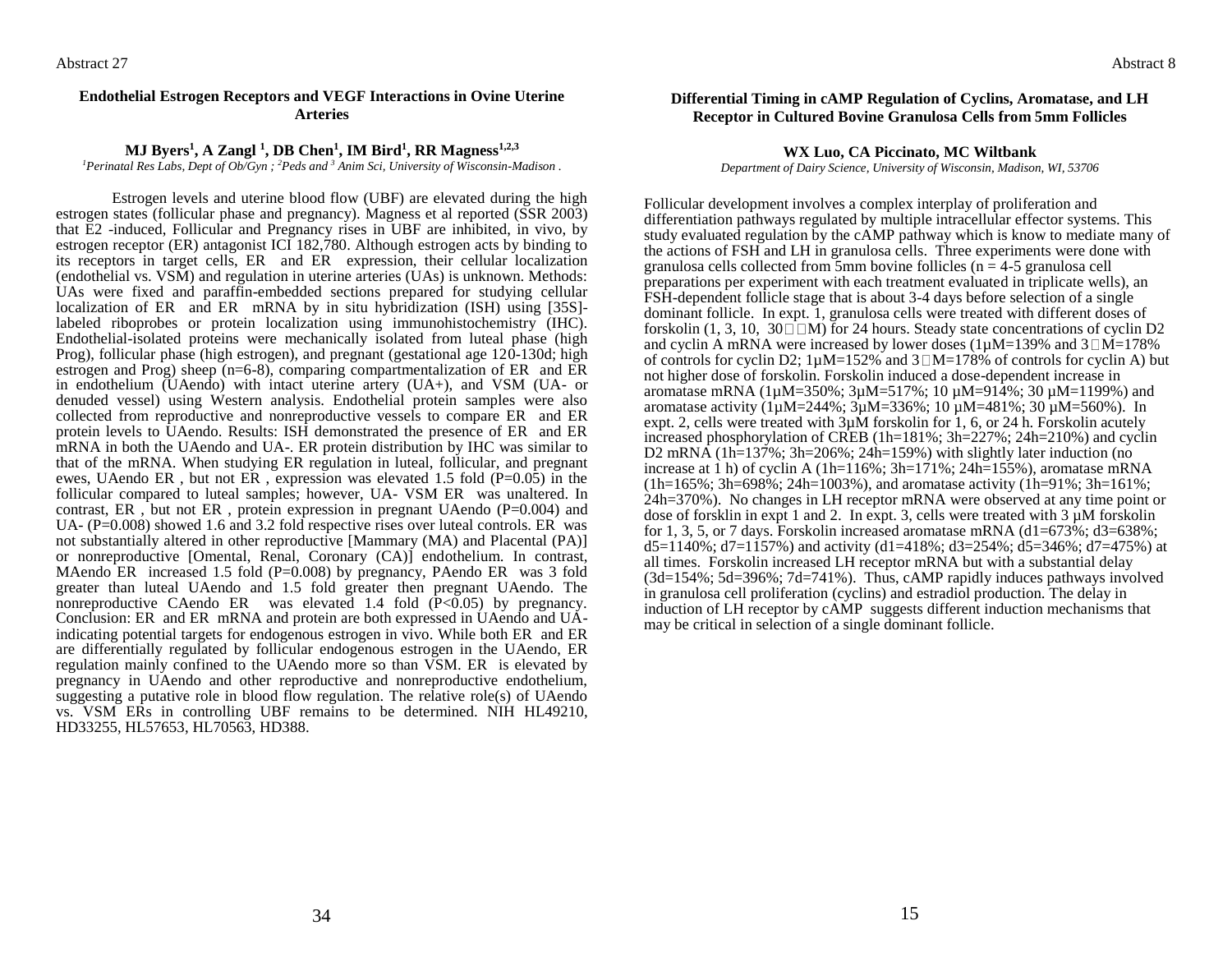Abstract 27

### Endothelial Estrogen Receptors and VEGF Interactions in Ovine Uterine Arteries

**MJ Byers[1], A Zangl [1], DB Chen[1], IM Bird[1], RR Magness[1,2,3]**

*[1]Perinatal Res Labs, Dept of Ob/Gyn ; [2]Peds and [3] Anim Sci, University of Wisconsin-Madison .*

Estrogen levels and uterine blood flow (UBF) are elevated during the high estrogen states (follicular phase and pregnancy). Magness et al reported (SSR 2003) that E2 -induced, Follicular and Pregnancy rises in UBF are inhibited, in vivo, by estrogen receptor (ER) antagonist ICI 182,780. Although estrogen acts by binding to its receptors in target cells, ER and ER expression, their cellular localization (endothelial vs. VSM) and regulation in uterine arteries (UAs) is unknown. Methods: UAs were fixed and paraffin-embedded sections prepared for studying cellular localization of ER and ER mRNA by in situ hybridization (ISH) using [35S]-labeled riboprobes or protein localization using immunohistochemistry (IHC). Endothelial-isolated proteins were mechanically isolated from luteal phase (high Prog), follicular phase (high estrogen), and pregnant (gestational age 120-130d; high estrogen and Prog) sheep (n=6-8), comparing compartmentalization of ER and ER in endothelium (UAendo) with intact uterine artery (UA+), and VSM (UA- or denuded vessel) using Western analysis. Endothelial protein samples were also collected from reproductive and nonreproductive vessels to compare ER and ER protein levels to UAendo. Results: ISH demonstrated the presence of ER and ER mRNA in both the UAendo and UA-. ER protein distribution by IHC was similar to that of the mRNA. When studying ER regulation in luteal, follicular, and pregnant ewes, UAendo ER , but not ER , expression was elevated 1.5 fold (P=0.05) in the follicular compared to luteal samples; however, UA- VSM ER was unaltered. In contrast, ER , but not ER , protein expression in pregnant UAendo (P=0.004) and UA- (P=0.008) showed 1.6 and 3.2 fold respective rises over luteal controls. ER was not substantially altered in other reproductive [Mammary (MA) and Placental (PA)] or nonreproductive [Omental, Renal, Coronary (CA)] endothelium. In contrast, MAendo ER increased 1.5 fold (P=0.008) by pregnancy, PAendo ER was 3 fold greater than luteal UAendo and 1.5 fold greater then pregnant UAendo. The nonreproductive CAendo ER was elevated 1.4 fold (P<0.05) by pregnancy. Conclusion: ER and ER mRNA and protein are both expressed in UAendo and UA- indicating potential targets for endogenous estrogen in vivo. While both ER and ER are differentially regulated by follicular endogenous estrogen in the UAendo, ER regulation mainly confined to the UAendo more so than VSM. ER is elevated by pregnancy in UAendo and other reproductive and nonreproductive endothelium, suggesting a putative role in blood flow regulation. The relative role(s) of UAendo vs. VSM ERs in controlling UBF remains to be determined. NIH HL49210, HD33255, HL57653, HL70563, HD388.

Abstract 8

### Differential Timing in cAMP Regulation of Cyclins, Aromatase, and LH Receptor in Cultured Bovine Granulosa Cells from 5mm Follicles

**WX Luo, CA Piccinato, MC Wiltbank**

*Department of Dairy Science, University of Wisconsin, Madison, WI, 53706*

Follicular development involves a complex interplay of proliferation and differentiation pathways regulated by multiple intracellular effector systems. This study evaluated regulation by the cAMP pathway which is know to mediate many of the actions of FSH and LH in granulosa cells. Three experiments were done with granulosa cells collected from 5mm bovine follicles (n = 4-5 granulosa cell preparations per experiment with each treatment evaluated in triplicate wells), an FSH-dependent follicle stage that is about 3-4 days before selection of a single dominant follicle. In expt. 1, granulosa cells were treated with different doses of forskolin (1, 3, 10, 30 µM) for 24 hours. Steady state concentrations of cyclin D2 and cyclin A mRNA were increased by lower doses (1µM=139% and 3µM=178% of controls for cyclin D2; 1µM=152% and 3µM=178% of controls for cyclin A) but not higher dose of forskolin. Forskolin induced a dose-dependent increase in aromatase mRNA (1µM=350%; 3µM=517%; 10 µM=914%; 30 µM=1199%) and aromatase activity (1µM=244%; 3µM=336%; 10 µM=481%; 30 µM=560%). In expt. 2, cells were treated with 3µM forskolin for 1, 6, or 24 h. Forskolin acutely increased phosphorylation of CREB (1h=181%; 3h=227%; 24h=210%) and cyclin D2 mRNA (1h=137%; 3h=206%; 24h=159%) with slightly later induction (no increase at 1 h) of cyclin A (1h=116%; 3h=171%; 24h=155%), aromatase mRNA (1h=165%; 3h=698%; 24h=1003%), and aromatase activity (1h=91%; 3h=161%; 24h=370%). No changes in LH receptor mRNA were observed at any time point or dose of forsklin in expt 1 and 2. In expt. 3, cells were treated with 3 µM forskolin for 1, 3, 5, or 7 days. Forskolin increased aromatase mRNA (d1=673%; d3=638%; d5=1140%; d7=1157%) and activity (d1=418%; d3=254%; d5=346%; d7=475%) at all times. Forskolin increased LH receptor mRNA but with a substantial delay (3d=154%; 5d=396%; 7d=741%). Thus, cAMP rapidly induces pathways involved in granulosa cell proliferation (cyclins) and estradiol production. The delay in induction of LH receptor by cAMP suggests different induction mechanisms that may be critical in selection of a single dominant follicle.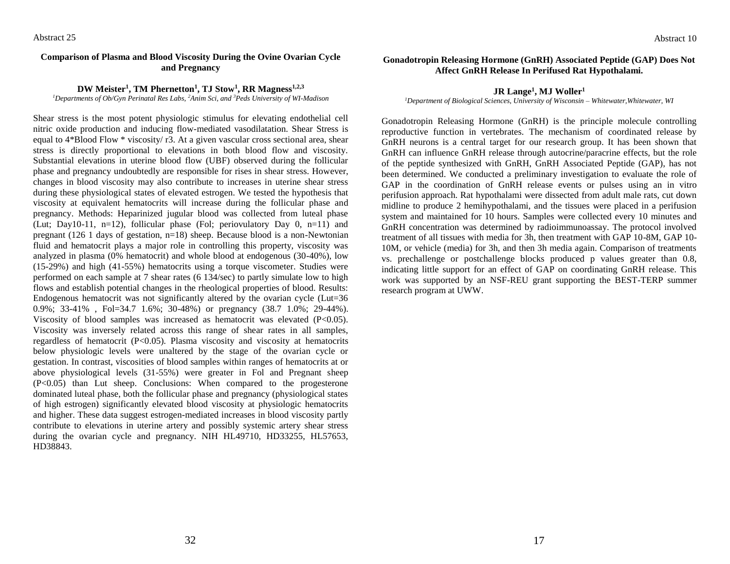Abstract 25

### Comparison of Plasma and Blood Viscosity During the Ovine Ovarian Cycle and Pregnancy

**DW Meister[1], TM Phernetton[1], TJ Stow[1], RR Magness[1,2,3]**

*[1]Departments of Ob/Gyn Perinatal Res Labs, [2]Anim Sci, and [3]Peds University of WI-Madison*

Shear stress is the most potent physiologic stimulus for elevating endothelial cell nitric oxide production and inducing flow-mediated vasodilatation. Shear Stress is equal to 4*Blood Flow * viscosity/ r3. At a given vascular cross sectional area, shear stress is directly proportional to elevations in both blood flow and viscosity. Substantial elevations in uterine blood flow (UBF) observed during the follicular phase and pregnancy undoubtedly are responsible for rises in shear stress. However, changes in blood viscosity may also contribute to increases in uterine shear stress during these physiological states of elevated estrogen. We tested the hypothesis that viscosity at equivalent hematocrits will increase during the follicular phase and pregnancy. Methods: Heparinized jugular blood was collected from luteal phase (Lut; Day10-11, n=12), follicular phase (Fol; periovulatory Day 0, n=11) and pregnant (126 1 days of gestation, n=18) sheep. Because blood is a non-Newtonian fluid and hematocrit plays a major role in controlling this property, viscosity was analyzed in plasma (0% hematocrit) and whole blood at endogenous (30-40%), low (15-29%) and high (41-55%) hematocrits using a torque viscometer. Studies were performed on each sample at 7 shear rates (6 134/sec) to partly simulate low to high flows and establish potential changes in the rheological properties of blood. Results: Endogenous hematocrit was not significantly altered by the ovarian cycle (Lut=36 0.9%; 33-41% , Fol=34.7 1.6%; 30-48%) or pregnancy (38.7 1.0%; 29-44%). Viscosity of blood samples was increased as hematocrit was elevated ($P<0.05$). Viscosity was inversely related across this range of shear rates in all samples, regardless of hematocrit ($P<0.05$). Plasma viscosity and viscosity at hematocrits below physiologic levels were unaltered by the stage of the ovarian cycle or gestation. In contrast, viscosities of blood samples within ranges of hematocrits at or above physiological levels (31-55%) were greater in Fol and Pregnant sheep ($P<0.05$) than Lut sheep. Conclusions: When compared to the progesterone dominated luteal phase, both the follicular phase and pregnancy (physiological states of high estrogen) significantly elevated blood viscosity at physiologic hematocrits and higher. These data suggest estrogen-mediated increases in blood viscosity partly contribute to elevations in uterine artery and possibly systemic artery shear stress during the ovarian cycle and pregnancy. NIH HL49710, HD33255, HL57653, HD38843.

Abstract 10

### Gonadotropin Releasing Hormone (GnRH) Associated Peptide (GAP) Does Not Affect GnRH Release In Perifused Rat Hypothalami.

**JR Lange[1], MJ Woller[1]**

*[1]Department of Biological Sciences, University of Wisconsin – Whitewater,Whitewater, WI*

Gonadotropin Releasing Hormone (GnRH) is the principle molecule controlling reproductive function in vertebrates. The mechanism of coordinated release by GnRH neurons is a central target for our research group. It has been shown that GnRH can influence GnRH release through autocrine/paracrine effects, but the role of the peptide synthesized with GnRH, GnRH Associated Peptide (GAP), has not been determined. We conducted a preliminary investigation to evaluate the role of GAP in the coordination of GnRH release events or pulses using an in vitro perifusion approach. Rat hypothalami were dissected from adult male rats, cut down midline to produce 2 hemihypothalami, and the tissues were placed in a perifusion system and maintained for 10 hours. Samples were collected every 10 minutes and GnRH concentration was determined by radioimmunoassay. The protocol involved treatment of all tissues with media for 3h, then treatment with GAP 10-8M, GAP 10-10M, or vehicle (media) for 3h, and then 3h media again. Comparison of treatments vs. prechallenge or postchallenge blocks produced p values greater than 0.8, indicating little support for an effect of GAP on coordinating GnRH release. This work was supported by an NSF-REU grant supporting the BEST-TERP summer research program at UWW.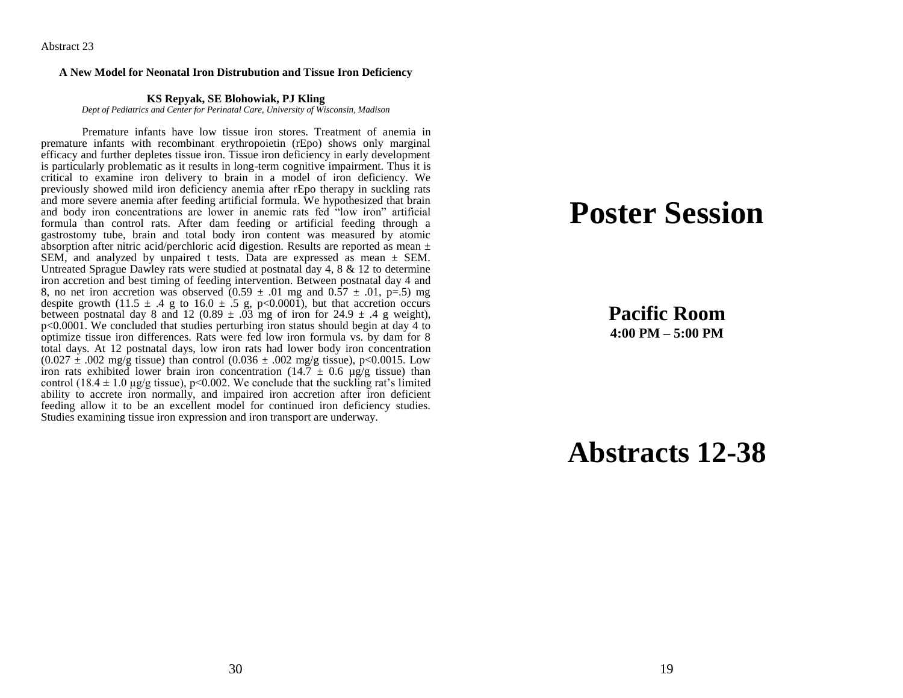Abstract 23

**A New Model for Neonatal Iron Distrubution and Tissue Iron Deficiency**

**KS Repyak, SE Blohowiak, PJ Kling**

*Dept of Pediatrics and Center for Perinatal Care, University of Wisconsin, Madison*

Premature infants have low tissue iron stores. Treatment of anemia in premature infants with recombinant erythropoietin (rEpo) shows only marginal efficacy and further depletes tissue iron. Tissue iron deficiency in early development is particularly problematic as it results in long-term cognitive impairment. Thus it is critical to examine iron delivery to brain in a model of iron deficiency. We previously showed mild iron deficiency anemia after rEpo therapy in suckling rats and more severe anemia after feeding artificial formula. We hypothesized that brain and body iron concentrations are lower in anemic rats fed "low iron" artificial formula than control rats. After dam feeding or artificial feeding through a gastrostomy tube, brain and total body iron content was measured by atomic absorption after nitric acid/perchloric acid digestion. Results are reported as mean ± SEM, and analyzed by unpaired t tests. Data are expressed as mean ± SEM. Untreated Sprague Dawley rats were studied at postnatal day 4, 8 & 12 to determine iron accretion and best timing of feeding intervention. Between postnatal day 4 and 8, no net iron accretion was observed (0.59 ± .01 mg and 0.57 ± .01, $p=.5$) mg despite growth (11.5 ± .4 g to 16.0 ± .5 g, $p<0.0001$), but that accretion occurs between postnatal day 8 and 12 (0.89 ± .03 mg of iron for 24.9 ± .4 g weight), $p<0.0001$. We concluded that studies perturbing iron status should begin at day 4 to optimize tissue iron differences. Rats were fed low iron formula vs. by dam for 8 total days. At 12 postnatal days, low iron rats had lower body iron concentration (0.027 ± .002 mg/g tissue) than control (0.036 ± .002 mg/g tissue), $p<0.0015$. Low iron rats exhibited lower brain iron concentration (14.7 ± 0.6 µg/g tissue) than control (18.4 ± 1.0 µg/g tissue), $p<0.002$. We conclude that the suckling rat's limited ability to accrete iron normally, and impaired iron accretion after iron deficient feeding allow it to be an excellent model for continued iron deficiency studies. Studies examining tissue iron expression and iron transport are underway.

# Poster Session

**Pacific Room**

**4:00 PM – 5:00 PM**

# Abstracts 12-38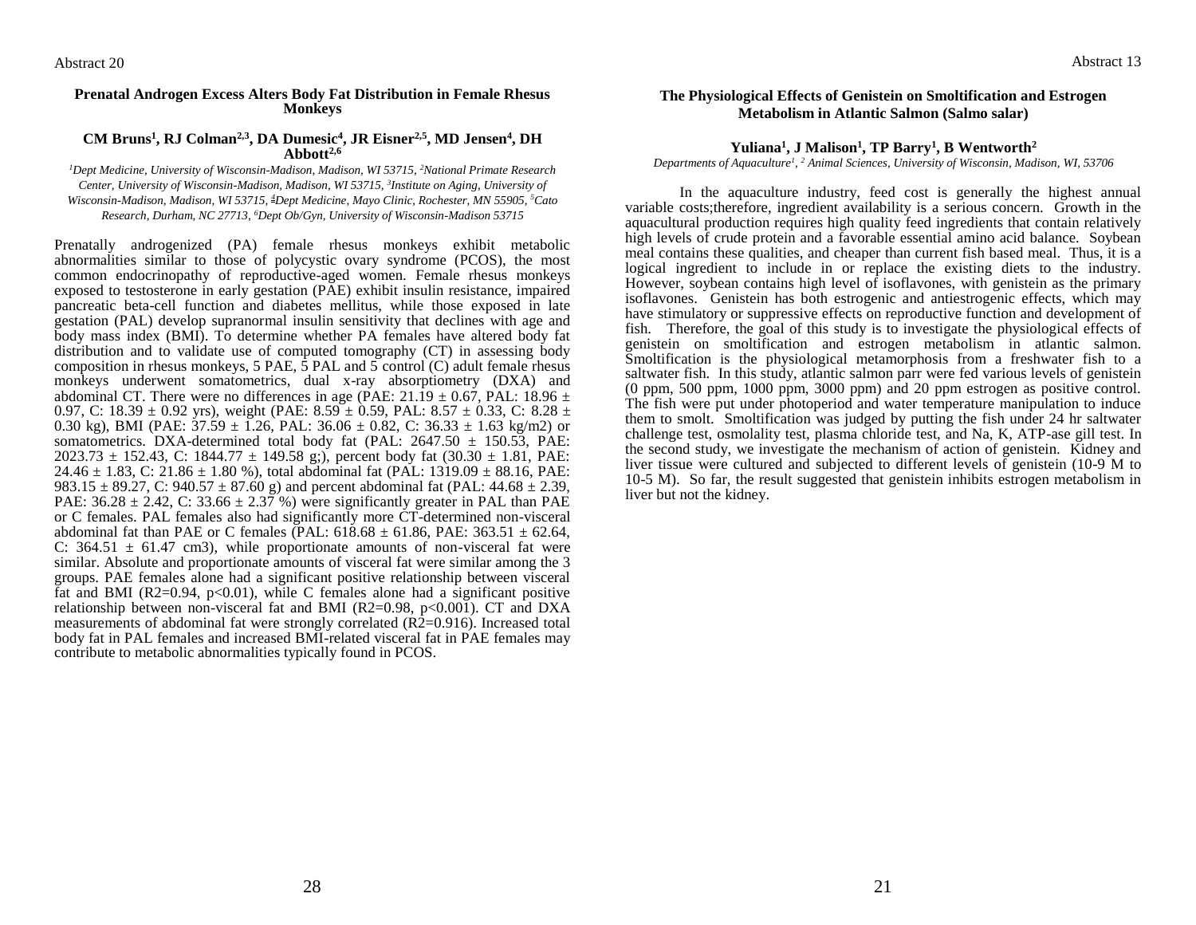Abstract 20

### Prenatal Androgen Excess Alters Body Fat Distribution in Female Rhesus Monkeys

**CM Bruns[1], RJ Colman[2,3], DA Dumesic[4], JR Eisner[2,5], MD Jensen[4], DH Abbott[2,6]**

*[1]Dept Medicine, University of Wisconsin-Madison, Madison, WI 53715, [2]National Primate Research Center, University of Wisconsin-Madison, Madison, WI 53715, [3]Institute on Aging, University of Wisconsin-Madison, Madison, WI 53715, [4]Dept Medicine, Mayo Clinic, Rochester, MN 55905, [5]Cato Research, Durham, NC 27713, [6]Dept Ob/Gyn, University of Wisconsin-Madison 53715*

Prenatally androgenized (PA) female rhesus monkeys exhibit metabolic abnormalities similar to those of polycystic ovary syndrome (PCOS), the most common endocrinopathy of reproductive-aged women. Female rhesus monkeys exposed to testosterone in early gestation (PAE) exhibit insulin resistance, impaired pancreatic beta-cell function and diabetes mellitus, while those exposed in late gestation (PAL) develop supranormal insulin sensitivity that declines with age and body mass index (BMI). To determine whether PA females have altered body fat distribution and to validate use of computed tomography (CT) in assessing body composition in rhesus monkeys, 5 PAE, 5 PAL and 5 control (C) adult female rhesus monkeys underwent somatometrics, dual x-ray absorptiometry (DXA) and abdominal CT. There were no differences in age (PAE: 21.19 ± 0.67, PAL: 18.96 ± 0.97, C: 18.39 ± 0.92 yrs), weight (PAE: 8.59 ± 0.59, PAL: 8.57 ± 0.33, C: 8.28 ± 0.30 kg), BMI (PAE: 37.59 ± 1.26, PAL: 36.06 ± 0.82, C: 36.33 ± 1.63 kg/m2) or somatometrics. DXA-determined total body fat (PAL: 2647.50 ± 150.53, PAE: 2023.73 ± 152.43, C: 1844.77 ± 149.58 g;), percent body fat (30.30 ± 1.81, PAE: 24.46 ± 1.83, C: 21.86 ± 1.80 %), total abdominal fat (PAL: 1319.09 ± 88.16, PAE: 983.15 ± 89.27, C: 940.57 ± 87.60 g) and percent abdominal fat (PAL: 44.68 ± 2.39, PAE: 36.28 ± 2.42, C: 33.66 ± 2.37 %) were significantly greater in PAL than PAE or C females. PAL females also had significantly more CT-determined non-visceral abdominal fat than PAE or C females (PAL: 618.68 ± 61.86, PAE: 363.51 ± 62.64, C: 364.51 ± 61.47 cm3), while proportionate amounts of non-visceral fat were similar. Absolute and proportionate amounts of visceral fat were similar among the 3 groups. PAE females alone had a significant positive relationship between visceral fat and BMI ($R2=0.94$, $p<0.01$), while C females alone had a significant positive relationship between non-visceral fat and BMI ($R2=0.98$, $p<0.001$). CT and DXA measurements of abdominal fat were strongly correlated ($R2=0.916$). Increased total body fat in PAL females and increased BMI-related visceral fat in PAE females may contribute to metabolic abnormalities typically found in PCOS.

Abstract 13

### The Physiological Effects of Genistein on Smoltification and Estrogen Metabolism in Atlantic Salmon (Salmo salar)

**Yuliana[1], J Malison[1], TP Barry[1], B Wentworth[2]**

*Departments of Aquaculture[1], [2] Animal Sciences, University of Wisconsin, Madison, WI, 53706*

In the aquaculture industry, feed cost is generally the highest annual variable costs;therefore, ingredient availability is a serious concern. Growth in the aquacultural production requires high quality feed ingredients that contain relatively high levels of crude protein and a favorable essential amino acid balance. Soybean meal contains these qualities, and cheaper than current fish based meal. Thus, it is a logical ingredient to include in or replace the existing diets to the industry. However, soybean contains high level of isoflavones, with genistein as the primary isoflavones. Genistein has both estrogenic and antiestrogenic effects, which may have stimulatory or suppressive effects on reproductive function and development of fish. Therefore, the goal of this study is to investigate the physiological effects of genistein on smoltification and estrogen metabolism in atlantic salmon. Smoltification is the physiological metamorphosis from a freshwater fish to a saltwater fish. In this study, atlantic salmon parr were fed various levels of genistein (0 ppm, 500 ppm, 1000 ppm, 3000 ppm) and 20 ppm estrogen as positive control. The fish were put under photoperiod and water temperature manipulation to induce them to smolt. Smoltification was judged by putting the fish under 24 hr saltwater challenge test, osmolality test, plasma chloride test, and Na, K, ATP-ase gill test. In the second study, we investigate the mechanism of action of genistein. Kidney and liver tissue were cultured and subjected to different levels of genistein (10-9 M to 10-5 M). So far, the result suggested that genistein inhibits estrogen metabolism in liver but not the kidney.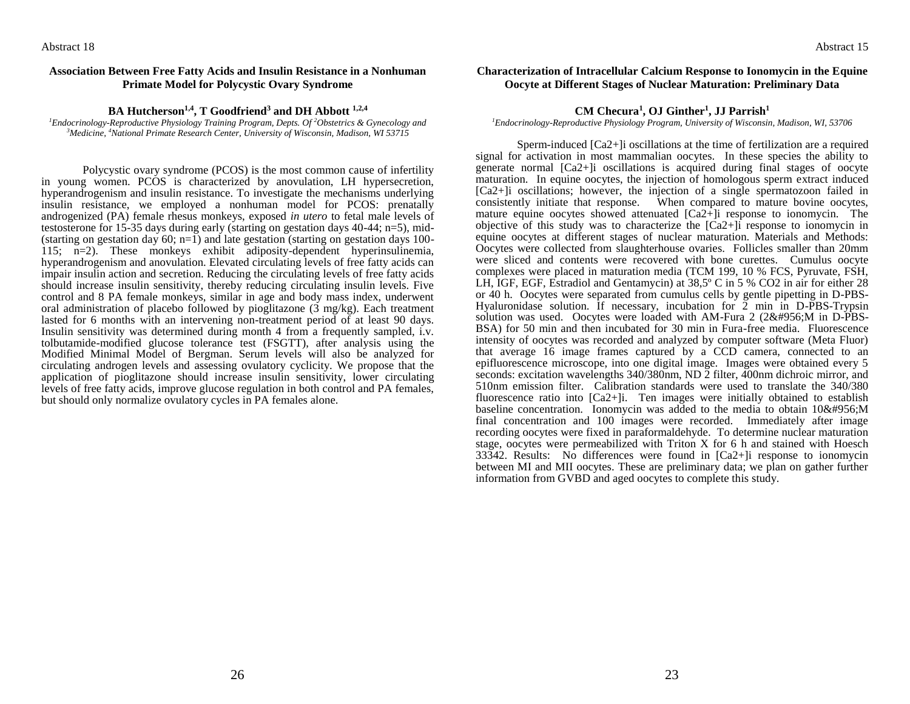Abstract 18

### Association Between Free Fatty Acids and Insulin Resistance in a Nonhuman Primate Model for Polycystic Ovary Syndrome

**BA Hutcherson[1,4], T Goodfriend[3] and DH Abbott [1,2,4]**

*[1]Endocrinology-Reproductive Physiology Training Program, Depts. Of [2]Obstetrics & Gynecology and [3]Medicine, [4]National Primate Research Center, University of Wisconsin, Madison, WI 53715*

Polycystic ovary syndrome (PCOS) is the most common cause of infertility in young women. PCOS is characterized by anovulation, LH hypersecretion, hyperandrogenism and insulin resistance. To investigate the mechanisms underlying insulin resistance, we employed a nonhuman model for PCOS: prenatally androgenized (PA) female rhesus monkeys, exposed *in utero* to fetal male levels of testosterone for 15-35 days during early (starting on gestation days 40-44; n=5), mid- (starting on gestation day 60; n=1) and late gestation (starting on gestation days 100-115; n=2). These monkeys exhibit adiposity-dependent hyperinsulinemia, hyperandrogenism and anovulation. Elevated circulating levels of free fatty acids can impair insulin action and secretion. Reducing the circulating levels of free fatty acids should increase insulin sensitivity, thereby reducing circulating insulin levels. Five control and 8 PA female monkeys, similar in age and body mass index, underwent oral administration of placebo followed by pioglitazone (3 mg/kg). Each treatment lasted for 6 months with an intervening non-treatment period of at least 90 days. Insulin sensitivity was determined during month 4 from a frequently sampled, i.v. tolbutamide-modified glucose tolerance test (FSGTT), after analysis using the Modified Minimal Model of Bergman. Serum levels will also be analyzed for circulating androgen levels and assessing ovulatory cyclicity. We propose that the application of pioglitazone should increase insulin sensitivity, lower circulating levels of free fatty acids, improve glucose regulation in both control and PA females, but should only normalize ovulatory cycles in PA females alone.

Abstract 15

### Characterization of Intracellular Calcium Response to Ionomycin in the Equine Oocyte at Different Stages of Nuclear Maturation: Preliminary Data

**CM Checura[1], OJ Ginther[1], JJ Parrish[1]**

*[1]Endocrinology-Reproductive Physiology Program, University of Wisconsin, Madison, WI, 53706*

Sperm-induced [Ca2+]i oscillations at the time of fertilization are a required signal for activation in most mammalian oocytes. In these species the ability to generate normal [Ca2+]i oscillations is acquired during final stages of oocyte maturation. In equine oocytes, the injection of homologous sperm extract induced [Ca2+]i oscillations; however, the injection of a single spermatozoon failed in consistently initiate that response. When compared to mature bovine oocytes, mature equine oocytes showed attenuated [Ca2+]i response to ionomycin. The objective of this study was to characterize the [Ca2+]i response to ionomycin in equine oocytes at different stages of nuclear maturation. Materials and Methods: Oocytes were collected from slaughterhouse ovaries. Follicles smaller than 20mm were sliced and contents were recovered with bone curettes. Cumulus oocyte complexes were placed in maturation media (TCM 199, 10 % FCS, Pyruvate, FSH, LH, IGF, EGF, Estradiol and Gentamycin) at 38,5º C in 5 % CO2 in air for either 28 or 40 h. Oocytes were separated from cumulus cells by gentle pipetting in D-PBS-Hyaluronidase solution. If necessary, incubation for 2 min in D-PBS-Trypsin solution was used. Oocytes were loaded with AM-Fura 2 (2&#956;M in D-PBS-BSA) for 50 min and then incubated for 30 min in Fura-free media. Fluorescence intensity of oocytes was recorded and analyzed by computer software (Meta Fluor) that average 16 image frames captured by a CCD camera, connected to an epifluorescence microscope, into one digital image. Images were obtained every 5 seconds: excitation wavelengths 340/380nm, ND 2 filter, 400nm dichroic mirror, and 510nm emission filter. Calibration standards were used to translate the 340/380 fluorescence ratio into [Ca2+]i. Ten images were initially obtained to establish baseline concentration. Ionomycin was added to the media to obtain 10&#956;M final concentration and 100 images were recorded. Immediately after image recording oocytes were fixed in paraformaldehyde. To determine nuclear maturation stage, oocytes were permeabilized with Triton X for 6 h and stained with Hoesch 33342. Results: No differences were found in [Ca2+]i response to ionomycin between MI and MII oocytes. These are preliminary data; we plan on gather further information from GVBD and aged oocytes to complete this study.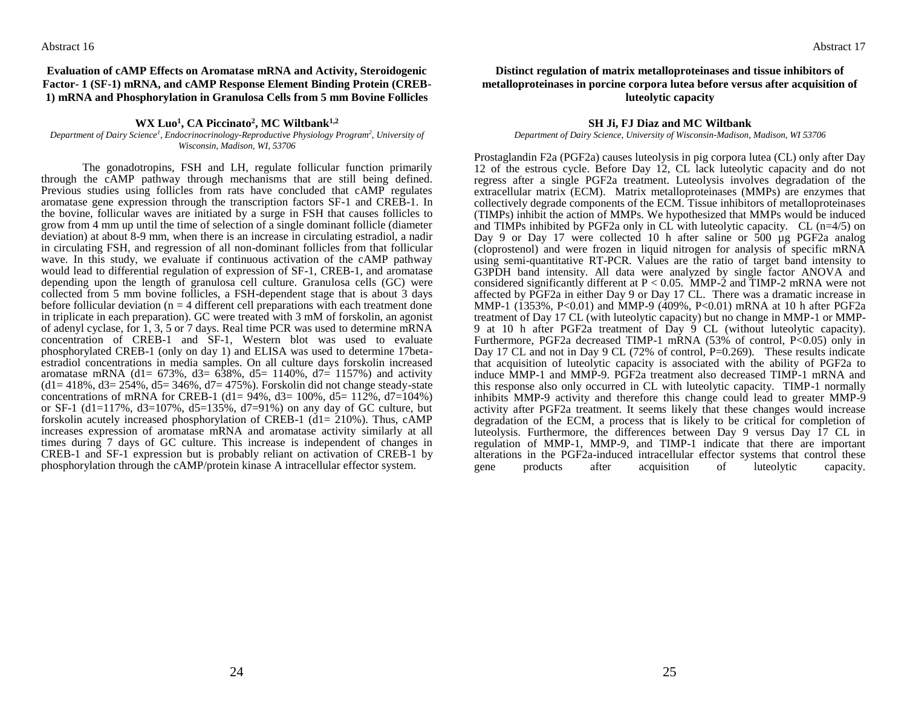Abstract 16

### Evaluation of cAMP Effects on Aromatase mRNA and Activity, Steroidogenic Factor- 1 (SF-1) mRNA, and cAMP Response Element Binding Protein (CREB-1) mRNA and Phosphorylation in Granulosa Cells from 5 mm Bovine Follicles

**WX Luo[1], CA Piccinato[2], MC Wiltbank[1,2]**

*Department of Dairy Science[1], Endocrinocrinology-Reproductive Physiology Program[2], University of Wisconsin, Madison, WI, 53706*

The gonadotropins, FSH and LH, regulate follicular function primarily through the cAMP pathway through mechanisms that are still being defined. Previous studies using follicles from rats have concluded that cAMP regulates aromatase gene expression through the transcription factors SF-1 and CREB-1. In the bovine, follicular waves are initiated by a surge in FSH that causes follicles to grow from 4 mm up until the time of selection of a single dominant follicle (diameter deviation) at about 8-9 mm, when there is an increase in circulating estradiol, a nadir in circulating FSH, and regression of all non-dominant follicles from that follicular wave. In this study, we evaluate if continuous activation of the cAMP pathway would lead to differential regulation of expression of SF-1, CREB-1, and aromatase depending upon the length of granulosa cell culture. Granulosa cells (GC) were collected from 5 mm bovine follicles, a FSH-dependent stage that is about 3 days before follicular deviation ($n = 4$ different cell preparations with each treatment done in triplicate in each preparation). GC were treated with 3 mM of forskolin, an agonist of adenyl cyclase, for 1, 3, 5 or 7 days. Real time PCR was used to determine mRNA concentration of CREB-1 and SF-1, Western blot was used to evaluate phosphorylated CREB-1 (only on day 1) and ELISA was used to determine 17beta-estradiol concentrations in media samples. On all culture days forskolin increased aromatase mRNA (d1= 673%, d3= 638%, d5= 1140%, d7= 1157%) and activity (d1= 418%, d3= 254%, d5= 346%, d7= 475%). Forskolin did not change steady-state concentrations of mRNA for CREB-1 (d1= 94%, d3= 100%, d5= 112%, d7=104%) or SF-1 (d1=117%, d3=107%, d5=135%, d7=91%) on any day of GC culture, but forskolin acutely increased phosphorylation of CREB-1 (d1= 210%). Thus, cAMP increases expression of aromatase mRNA and aromatase activity similarly at all times during 7 days of GC culture. This increase is independent of changes in CREB-1 and SF-1 expression but is probably reliant on activation of CREB-1 by phosphorylation through the cAMP/protein kinase A intracellular effector system.

Abstract 17

### Distinct regulation of matrix metalloproteinases and tissue inhibitors of metalloproteinases in porcine corpora lutea before versus after acquisition of luteolytic capacity

**SH Ji, FJ Diaz and MC Wiltbank**

*Department of Dairy Science, University of Wisconsin-Madison, Madison, WI 53706*

Prostaglandin F2a (PGF2a) causes luteolysis in pig corpora lutea (CL) only after Day 12 of the estrous cycle. Before Day 12, CL lack luteolytic capacity and do not regress after a single PGF2a treatment. Luteolysis involves degradation of the extracellular matrix (ECM). Matrix metalloproteinases (MMPs) are enzymes that collectively degrade components of the ECM. Tissue inhibitors of metalloproteinases (TIMPs) inhibit the action of MMPs. We hypothesized that MMPs would be induced and TIMPs inhibited by PGF2a only in CL with luteolytic capacity. CL (n=4/5) on Day 9 or Day 17 were collected 10 h after saline or 500 µg PGF2a analog (cloprostenol) and were frozen in liquid nitrogen for analysis of specific mRNA using semi-quantitative RT-PCR. Values are the ratio of target band intensity to G3PDH band intensity. All data were analyzed by single factor ANOVA and considered significantly different at $P < 0.05$. MMP-2 and TIMP-2 mRNA were not affected by PGF2a in either Day 9 or Day 17 CL. There was a dramatic increase in MMP-1 (1353%, $P<0.01$) and MMP-9 (409%, $P<0.01$) mRNA at 10 h after PGF2a treatment of Day 17 CL (with luteolytic capacity) but no change in MMP-1 or MMP-9 at 10 h after PGF2a treatment of Day 9 CL (without luteolytic capacity). Furthermore, PGF2a decreased TIMP-1 mRNA (53% of control, $P<0.05$) only in Day 17 CL and not in Day 9 CL (72% of control, $P=0.269$). These results indicate that acquisition of luteolytic capacity is associated with the ability of PGF2a to induce MMP-1 and MMP-9. PGF2a treatment also decreased TIMP-1 mRNA and this response also only occurred in CL with luteolytic capacity. TIMP-1 normally inhibits MMP-9 activity and therefore this change could lead to greater MMP-9 activity after PGF2a treatment. It seems likely that these changes would increase degradation of the ECM, a process that is likely to be critical for completion of luteolysis. Furthermore, the differences between Day 9 versus Day 17 CL in regulation of MMP-1, MMP-9, and TIMP-1 indicate that there are important alterations in the PGF2a-induced intracellular effector systems that control these gene products after acquisition of luteolytic capacity.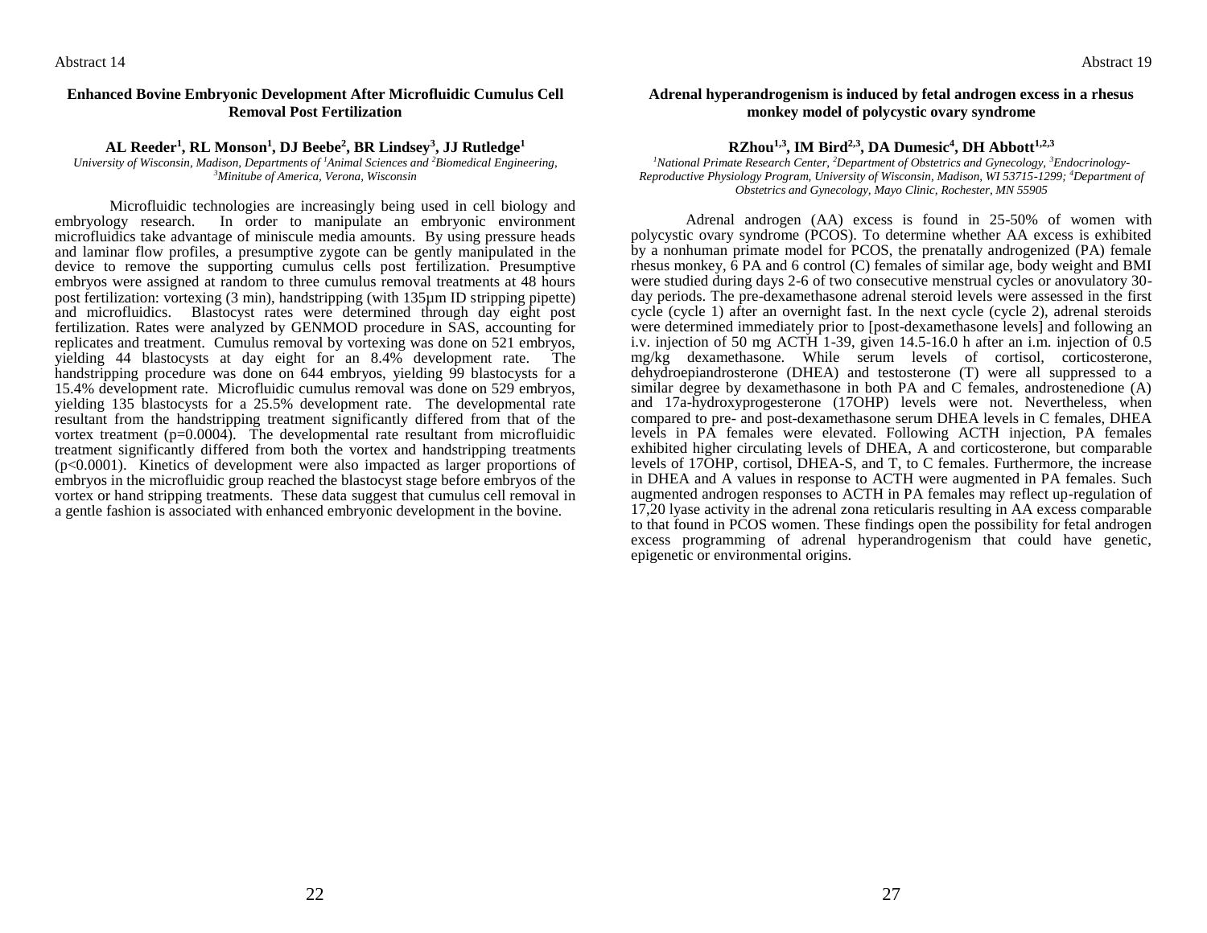Abstract 14

## Enhanced Bovine Embryonic Development After Microfluidic Cumulus Cell Removal Post Fertilization

**AL Reeder[1], RL Monson[1], DJ Beebe[2], BR Lindsey[3], JJ Rutledge[1]**

*University of Wisconsin, Madison, Departments of [1]Animal Sciences and [2]Biomedical Engineering, [3]Minitube of America, Verona, Wisconsin*

Microfluidic technologies are increasingly being used in cell biology and embryology research. In order to manipulate an embryonic environment microfluidics take advantage of miniscule media amounts. By using pressure heads and laminar flow profiles, a presumptive zygote can be gently manipulated in the device to remove the supporting cumulus cells post fertilization. Presumptive embryos were assigned at random to three cumulus removal treatments at 48 hours post fertilization: vortexing (3 min), handstripping (with 135µm ID stripping pipette) and microfluidics. Blastocyst rates were determined through day eight post fertilization. Rates were analyzed by GENMOD procedure in SAS, accounting for replicates and treatment. Cumulus removal by vortexing was done on 521 embryos, yielding 44 blastocysts at day eight for an 8.4% development rate. The handstripping procedure was done on 644 embryos, yielding 99 blastocysts for a 15.4% development rate. Microfluidic cumulus removal was done on 529 embryos, yielding 135 blastocysts for a 25.5% development rate. The developmental rate resultant from the handstripping treatment significantly differed from that of the vortex treatment ($p=0.0004$). The developmental rate resultant from microfluidic treatment significantly differed from both the vortex and handstripping treatments ($p<0.0001$). Kinetics of development were also impacted as larger proportions of embryos in the microfluidic group reached the blastocyst stage before embryos of the vortex or hand stripping treatments. These data suggest that cumulus cell removal in a gentle fashion is associated with enhanced embryonic development in the bovine.

Abstract 19

## Adrenal hyperandrogenism is induced by fetal androgen excess in a rhesus monkey model of polycystic ovary syndrome

**RZhou[1,3], IM Bird[2,3], DA Dumesic[4], DH Abbott[1,2,3]**

*[1]National Primate Research Center, [2]Department of Obstetrics and Gynecology, [3]Endocrinology-Reproductive Physiology Program, University of Wisconsin, Madison, WI 53715-1299; [4]Department of Obstetrics and Gynecology, Mayo Clinic, Rochester, MN 55905*

Adrenal androgen (AA) excess is found in 25-50% of women with polycystic ovary syndrome (PCOS). To determine whether AA excess is exhibited by a nonhuman primate model for PCOS, the prenatally androgenized (PA) female rhesus monkey, 6 PA and 6 control (C) females of similar age, body weight and BMI were studied during days 2-6 of two consecutive menstrual cycles or anovulatory 30-day periods. The pre-dexamethasone adrenal steroid levels were assessed in the first cycle (cycle 1) after an overnight fast. In the next cycle (cycle 2), adrenal steroids were determined immediately prior to [post-dexamethasone levels] and following an i.v. injection of 50 mg ACTH 1-39, given 14.5-16.0 h after an i.m. injection of 0.5 mg/kg dexamethasone. While serum levels of cortisol, corticosterone, dehydroepiandrosterone (DHEA) and testosterone (T) were all suppressed to a similar degree by dexamethasone in both PA and C females, androstenedione (A) and 17a-hydroxyprogesterone (17OHP) levels were not. Nevertheless, when compared to pre- and post-dexamethasone serum DHEA levels in C females, DHEA levels in PA females were elevated. Following ACTH injection, PA females exhibited higher circulating levels of DHEA, A and corticosterone, but comparable levels of 17OHP, cortisol, DHEA-S, and T, to C females. Furthermore, the increase in DHEA and A values in response to ACTH were augmented in PA females. Such augmented androgen responses to ACTH in PA females may reflect up-regulation of 17,20 lyase activity in the adrenal zona reticularis resulting in AA excess comparable to that found in PCOS women. These findings open the possibility for fetal androgen excess programming of adrenal hyperandrogenism that could have genetic, epigenetic or environmental origins.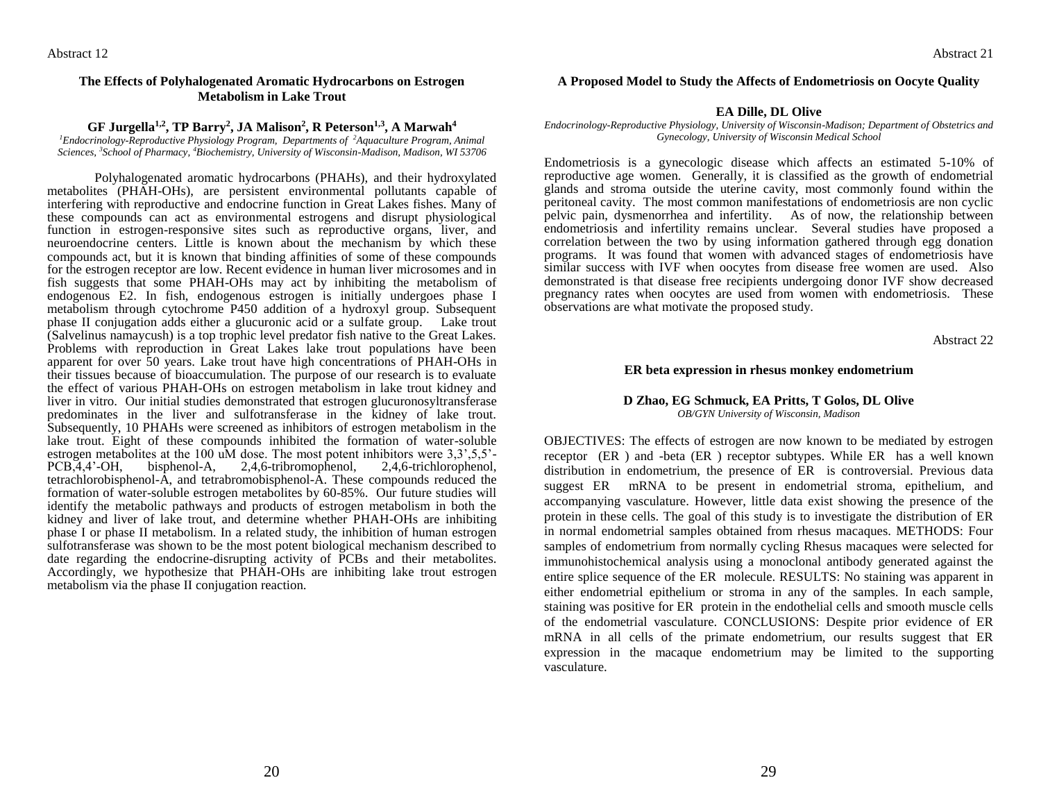Abstract 12

### The Effects of Polyhalogenated Aromatic Hydrocarbons on Estrogen Metabolism in Lake Trout

**GF Jurgella[1,2], TP Barry[2], JA Malison[2], R Peterson[1,3], A Marwah[4]**

*[1]Endocrinology-Reproductive Physiology Program, Departments of [2]Aquaculture Program, Animal Sciences, [3]School of Pharmacy, [4]Biochemistry, University of Wisconsin-Madison, Madison, WI 53706*

Polyhalogenated aromatic hydrocarbons (PHAHs), and their hydroxylated metabolites (PHAH-OHs), are persistent environmental pollutants capable of interfering with reproductive and endocrine function in Great Lakes fishes. Many of these compounds can act as environmental estrogens and disrupt physiological function in estrogen-responsive sites such as reproductive organs, liver, and neuroendocrine centers. Little is known about the mechanism by which these compounds act, but it is known that binding affinities of some of these compounds for the estrogen receptor are low. Recent evidence in human liver microsomes and in fish suggests that some PHAH-OHs may act by inhibiting the metabolism of endogenous E2. In fish, endogenous estrogen is initially undergoes phase I metabolism through cytochrome P450 addition of a hydroxyl group. Subsequent phase II conjugation adds either a glucuronic acid or a sulfate group. Lake trout (Salvelinus namaycush) is a top trophic level predator fish native to the Great Lakes. Problems with reproduction in Great Lakes lake trout populations have been apparent for over 50 years. Lake trout have high concentrations of PHAH-OHs in their tissues because of bioaccumulation. The purpose of our research is to evaluate the effect of various PHAH-OHs on estrogen metabolism in lake trout kidney and liver in vitro. Our initial studies demonstrated that estrogen glucuronosyltransferase predominates in the liver and sulfotransferase in the kidney of lake trout. Subsequently, 10 PHAHs were screened as inhibitors of estrogen metabolism in the lake trout. Eight of these compounds inhibited the formation of water-soluble estrogen metabolites at the 100 uM dose. The most potent inhibitors were 3,3',5,5'-PCB,4,4'-OH, bisphenol-A, 2,4,6-tribromophenol, 2,4,6-trichlorophenol, tetrachlorobisphenol-A, and tetrabromobisphenol-A. These compounds reduced the formation of water-soluble estrogen metabolites by 60-85%. Our future studies will identify the metabolic pathways and products of estrogen metabolism in both the kidney and liver of lake trout, and determine whether PHAH-OHs are inhibiting phase I or phase II metabolism. In a related study, the inhibition of human estrogen sulfotransferase was shown to be the most potent biological mechanism described to date regarding the endocrine-disrupting activity of PCBs and their metabolites. Accordingly, we hypothesize that PHAH-OHs are inhibiting lake trout estrogen metabolism via the phase II conjugation reaction.

Abstract 21

### A Proposed Model to Study the Affects of Endometriosis on Oocyte Quality

**EA Dille, DL Olive**

*Endocrinology-Reproductive Physiology, University of Wisconsin-Madison; Department of Obstetrics and Gynecology, University of Wisconsin Medical School*

Endometriosis is a gynecologic disease which affects an estimated 5-10% of reproductive age women. Generally, it is classified as the growth of endometrial glands and stroma outside the uterine cavity, most commonly found within the peritoneal cavity. The most common manifestations of endometriosis are non cyclic pelvic pain, dysmenorrhea and infertility. As of now, the relationship between endometriosis and infertility remains unclear. Several studies have proposed a correlation between the two by using information gathered through egg donation programs. It was found that women with advanced stages of endometriosis have similar success with IVF when oocytes from disease free women are used. Also demonstrated is that disease free recipients undergoing donor IVF show decreased pregnancy rates when oocytes are used from women with endometriosis. These observations are what motivate the proposed study.

Abstract 22

### ER beta expression in rhesus monkey endometrium

**D Zhao, EG Schmuck, EA Pritts, T Golos, DL Olive**

*OB/GYN University of Wisconsin, Madison*

OBJECTIVES: The effects of estrogen are now known to be mediated by estrogen receptor (ER ) and -beta (ER ) receptor subtypes. While ER has a well known distribution in endometrium, the presence of ER is controversial. Previous data suggest ER mRNA to be present in endometrial stroma, epithelium, and accompanying vasculature. However, little data exist showing the presence of the protein in these cells. The goal of this study is to investigate the distribution of ER in normal endometrial samples obtained from rhesus macaques. METHODS: Four samples of endometrium from normally cycling Rhesus macaques were selected for immunohistochemical analysis using a monoclonal antibody generated against the entire splice sequence of the ER molecule. RESULTS: No staining was apparent in either endometrial epithelium or stroma in any of the samples. In each sample, staining was positive for ER protein in the endothelial cells and smooth muscle cells of the endometrial vasculature. CONCLUSIONS: Despite prior evidence of ER mRNA in all cells of the primate endometrium, our results suggest that ER expression in the macaque endometrium may be limited to the supporting vasculature.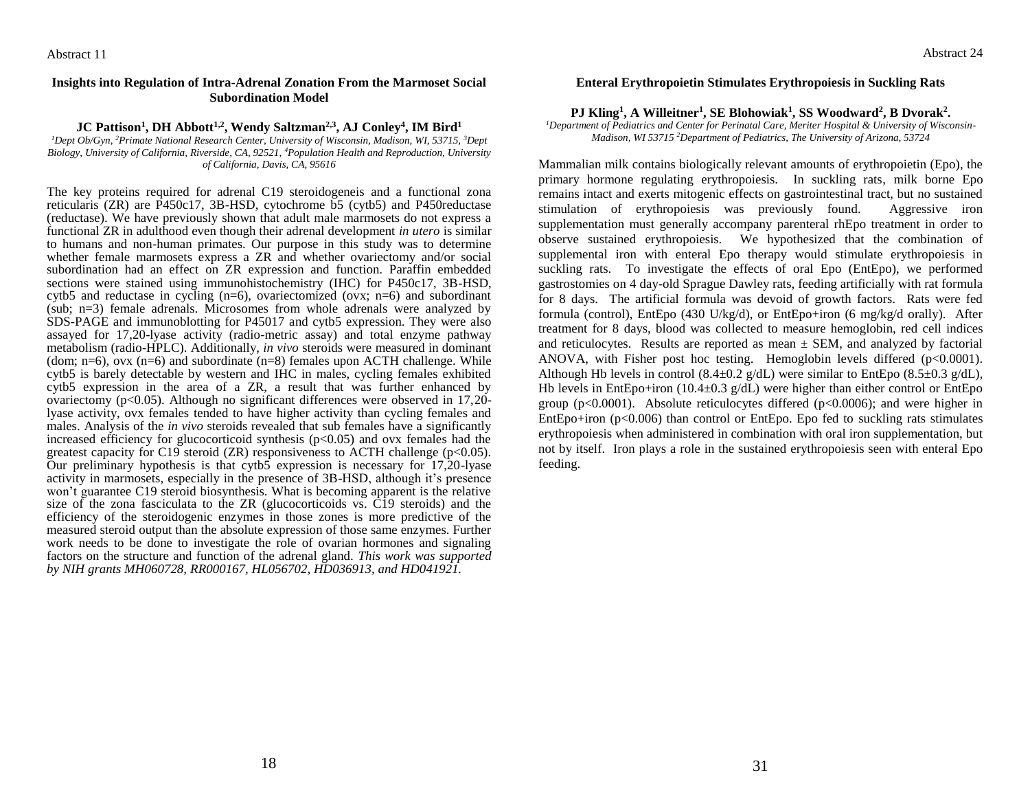Abstract 11

### Insights into Regulation of Intra-Adrenal Zonation From the Marmoset Social Subordination Model

**JC Pattison[1], DH Abbott[1,2], Wendy Saltzman[2,3], AJ Conley[4], IM Bird[1]**

*[1]Dept Ob/Gyn, [2]Primate National Research Center, University of Wisconsin, Madison, WI, 53715, [3]Dept Biology, University of California, Riverside, CA, 92521, [4]Population Health and Reproduction, University of California, Davis, CA, 95616*

The key proteins required for adrenal C19 steroidogeneis and a functional zona reticularis (ZR) are P450c17, 3B-HSD, cytochrome b5 (cytb5) and P450reductase (reductase). We have previously shown that adult male marmosets do not express a functional ZR in adulthood even though their adrenal development *in utero* is similar to humans and non-human primates. Our purpose in this study was to determine whether female marmosets express a ZR and whether ovariectomy and/or social subordination had an effect on ZR expression and function. Paraffin embedded sections were stained using immunohistochemistry (IHC) for P450c17, 3B-HSD, cytb5 and reductase in cycling (n=6), ovariectomized (ovx; n=6) and subordinant (sub; n=3) female adrenals. Microsomes from whole adrenals were analyzed by SDS-PAGE and immunoblotting for P45017 and cytb5 expression. They were also assayed for 17,20-lyase activity (radio-metric assay) and total enzyme pathway metabolism (radio-HPLC). Additionally, *in vivo* steroids were measured in dominant (dom; n=6), ovx (n=6) and subordinate (n=8) females upon ACTH challenge. While cytb5 is barely detectable by western and IHC in males, cycling females exhibited cytb5 expression in the area of a ZR, a result that was further enhanced by ovariectomy ($p<0.05$). Although no significant differences were observed in 17,20-lyase activity, ovx females tended to have higher activity than cycling females and males. Analysis of the *in vivo* steroids revealed that sub females have a significantly increased efficiency for glucocorticoid synthesis ($p<0.05$) and ovx females had the greatest capacity for C19 steroid (ZR) responsiveness to ACTH challenge ($p<0.05$). Our preliminary hypothesis is that cytb5 expression is necessary for 17,20-lyase activity in marmosets, especially in the presence of 3B-HSD, although it's presence won't guarantee C19 steroid biosynthesis. What is becoming apparent is the relative size of the zona fasciculata to the ZR (glucocorticoids vs. C19 steroids) and the efficiency of the steroidogenic enzymes in those zones is more predictive of the measured steroid output than the absolute expression of those same enzymes. Further work needs to be done to investigate the role of ovarian hormones and signaling factors on the structure and function of the adrenal gland. *This work was supported by NIH grants MH060728, RR000167, HL056702, HD036913, and HD041921.*

Abstract 24

### Enteral Erythropoietin Stimulates Erythropoiesis in Suckling Rats

**PJ Kling[1], A Willeitner[1], SE Blohowiak[1], SS Woodward[2], B Dvorak[2].**

*[1]Department of Pediatrics and Center for Perinatal Care, Meriter Hospital & University of Wisconsin-Madison, WI 53715 [2]Department of Pediatrics, The University of Arizona, 53724*

Mammalian milk contains biologically relevant amounts of erythropoietin (Epo), the primary hormone regulating erythropoiesis. In suckling rats, milk borne Epo remains intact and exerts mitogenic effects on gastrointestinal tract, but no sustained stimulation of erythropoiesis was previously found. Aggressive iron supplementation must generally accompany parenteral rhEpo treatment in order to observe sustained erythropoiesis. We hypothesized that the combination of supplemental iron with enteral Epo therapy would stimulate erythropoiesis in suckling rats. To investigate the effects of oral Epo (EntEpo), we performed gastrostomies on 4 day-old Sprague Dawley rats, feeding artificially with rat formula for 8 days. The artificial formula was devoid of growth factors. Rats were fed formula (control), EntEpo (430 U/kg/d), or EntEpo+iron (6 mg/kg/d orally). After treatment for 8 days, blood was collected to measure hemoglobin, red cell indices and reticulocytes. Results are reported as mean ± SEM, and analyzed by factorial ANOVA, with Fisher post hoc testing. Hemoglobin levels differed ($p<0.0001$). Although Hb levels in control (8.4±0.2 g/dL) were similar to EntEpo (8.5±0.3 g/dL), Hb levels in EntEpo+iron (10.4±0.3 g/dL) were higher than either control or EntEpo group ($p<0.0001$). Absolute reticulocytes differed ($p<0.0006$); and were higher in EntEpo+iron ($p<0.006$) than control or EntEpo. Epo fed to suckling rats stimulates erythropoiesis when administered in combination with oral iron supplementation, but not by itself. Iron plays a role in the sustained erythropoiesis seen with enteral Epo feeding.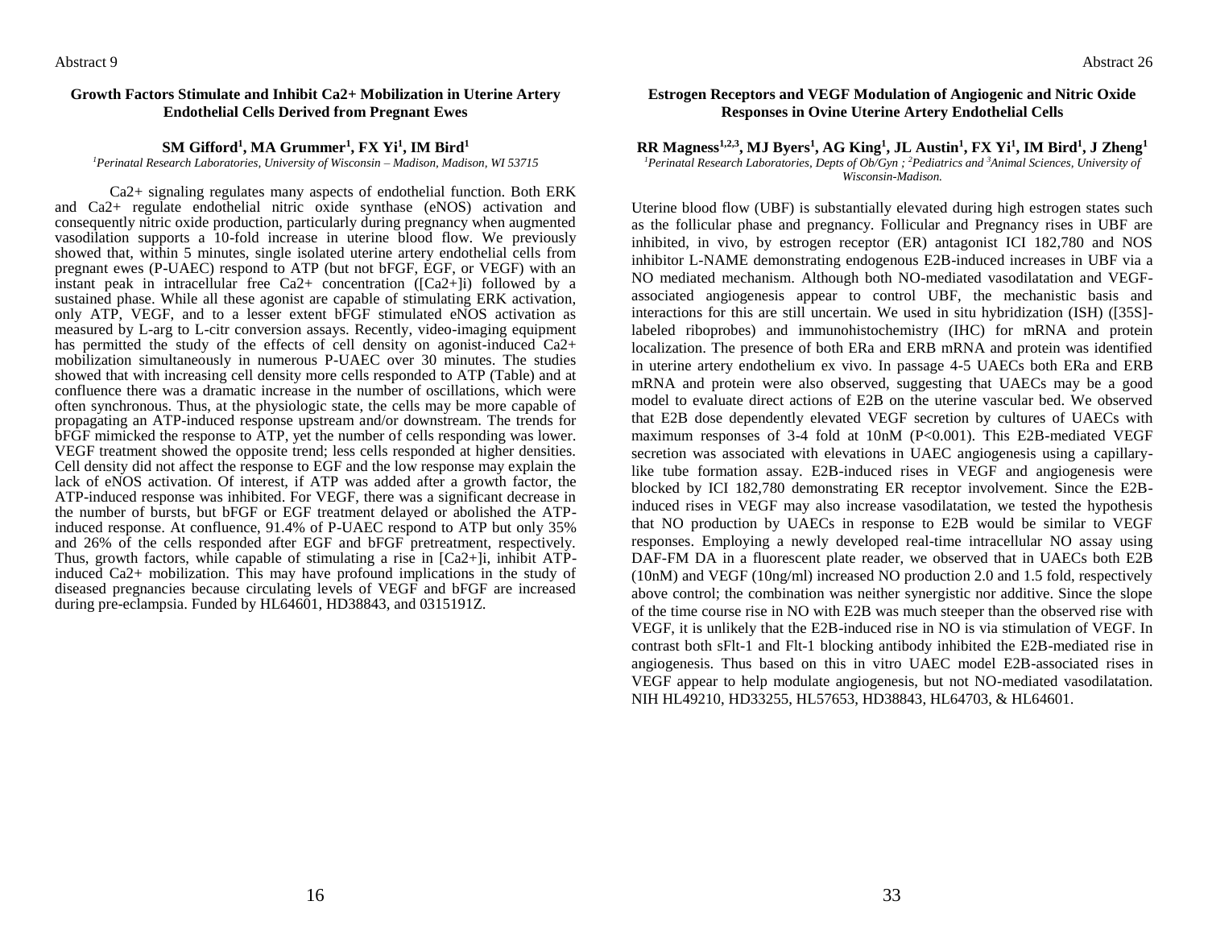Abstract 9

## Growth Factors Stimulate and Inhibit Ca2+ Mobilization in Uterine Artery Endothelial Cells Derived from Pregnant Ewes

**SM Gifford[1], MA Grummer[1], FX Yi[1], IM Bird[1]**

*[1]Perinatal Research Laboratories, University of Wisconsin – Madison, Madison, WI 53715*

Ca2+ signaling regulates many aspects of endothelial function. Both ERK and Ca2+ regulate endothelial nitric oxide synthase (eNOS) activation and consequently nitric oxide production, particularly during pregnancy when augmented vasodilation supports a 10-fold increase in uterine blood flow. We previously showed that, within 5 minutes, single isolated uterine artery endothelial cells from pregnant ewes (P-UAEC) respond to ATP (but not bFGF, EGF, or VEGF) with an instant peak in intracellular free Ca2+ concentration ([Ca2+]i) followed by a sustained phase. While all these agonist are capable of stimulating ERK activation, only ATP, VEGF, and to a lesser extent bFGF stimulated eNOS activation as measured by L-arg to L-citr conversion assays. Recently, video-imaging equipment has permitted the study of the effects of cell density on agonist-induced Ca2+ mobilization simultaneously in numerous P-UAEC over 30 minutes. The studies showed that with increasing cell density more cells responded to ATP (Table) and at confluence there was a dramatic increase in the number of oscillations, which were often synchronous. Thus, at the physiologic state, the cells may be more capable of propagating an ATP-induced response upstream and/or downstream. The trends for bFGF mimicked the response to ATP, yet the number of cells responding was lower. VEGF treatment showed the opposite trend; less cells responded at higher densities. Cell density did not affect the response to EGF and the low response may explain the lack of eNOS activation. Of interest, if ATP was added after a growth factor, the ATP-induced response was inhibited. For VEGF, there was a significant decrease in the number of bursts, but bFGF or EGF treatment delayed or abolished the ATP-induced response. At confluence, 91.4% of P-UAEC respond to ATP but only 35% and 26% of the cells responded after EGF and bFGF pretreatment, respectively. Thus, growth factors, while capable of stimulating a rise in [Ca2+]i, inhibit ATP-induced Ca2+ mobilization. This may have profound implications in the study of diseased pregnancies because circulating levels of VEGF and bFGF are increased during pre-eclampsia. Funded by HL64601, HD38843, and 0315191Z.

Abstract 26

## Estrogen Receptors and VEGF Modulation of Angiogenic and Nitric Oxide Responses in Ovine Uterine Artery Endothelial Cells

**RR Magness[1,2,3], MJ Byers[1], AG King[1], JL Austin[1], FX Yi[1], IM Bird[1], J Zheng[1]**

*[1]Perinatal Research Laboratories, Depts of Ob/Gyn ; [2]Pediatrics and [3]Animal Sciences, University of Wisconsin-Madison.*

Uterine blood flow (UBF) is substantially elevated during high estrogen states such as the follicular phase and pregnancy. Follicular and Pregnancy rises in UBF are inhibited, in vivo, by estrogen receptor (ER) antagonist ICI 182,780 and NOS inhibitor L-NAME demonstrating endogenous E2B-induced increases in UBF via a NO mediated mechanism. Although both NO-mediated vasodilatation and VEGF-associated angiogenesis appear to control UBF, the mechanistic basis and interactions for this are still uncertain. We used in situ hybridization (ISH) ([35S]-labeled riboprobes) and immunohistochemistry (IHC) for mRNA and protein localization. The presence of both ERa and ERB mRNA and protein was identified in uterine artery endothelium ex vivo. In passage 4-5 UAECs both ERa and ERB mRNA and protein were also observed, suggesting that UAECs may be a good model to evaluate direct actions of E2B on the uterine vascular bed. We observed that E2B dose dependently elevated VEGF secretion by cultures of UAECs with maximum responses of 3-4 fold at 10nM ($P<0.001$). This E2B-mediated VEGF secretion was associated with elevations in UAEC angiogenesis using a capillary-like tube formation assay. E2B-induced rises in VEGF and angiogenesis were blocked by ICI 182,780 demonstrating ER receptor involvement. Since the E2B-induced rises in VEGF may also increase vasodilatation, we tested the hypothesis that NO production by UAECs in response to E2B would be similar to VEGF responses. Employing a newly developed real-time intracellular NO assay using DAF-FM DA in a fluorescent plate reader, we observed that in UAECs both E2B (10nM) and VEGF (10ng/ml) increased NO production 2.0 and 1.5 fold, respectively above control; the combination was neither synergistic nor additive. Since the slope of the time course rise in NO with E2B was much steeper than the observed rise with VEGF, it is unlikely that the E2B-induced rise in NO is via stimulation of VEGF. In contrast both sFlt-1 and Flt-1 blocking antibody inhibited the E2B-mediated rise in angiogenesis. Thus based on this in vitro UAEC model E2B-associated rises in VEGF appear to help modulate angiogenesis, but not NO-mediated vasodilatation. NIH HL49210, HD33255, HL57653, HD38843, HL64703, & HL64601.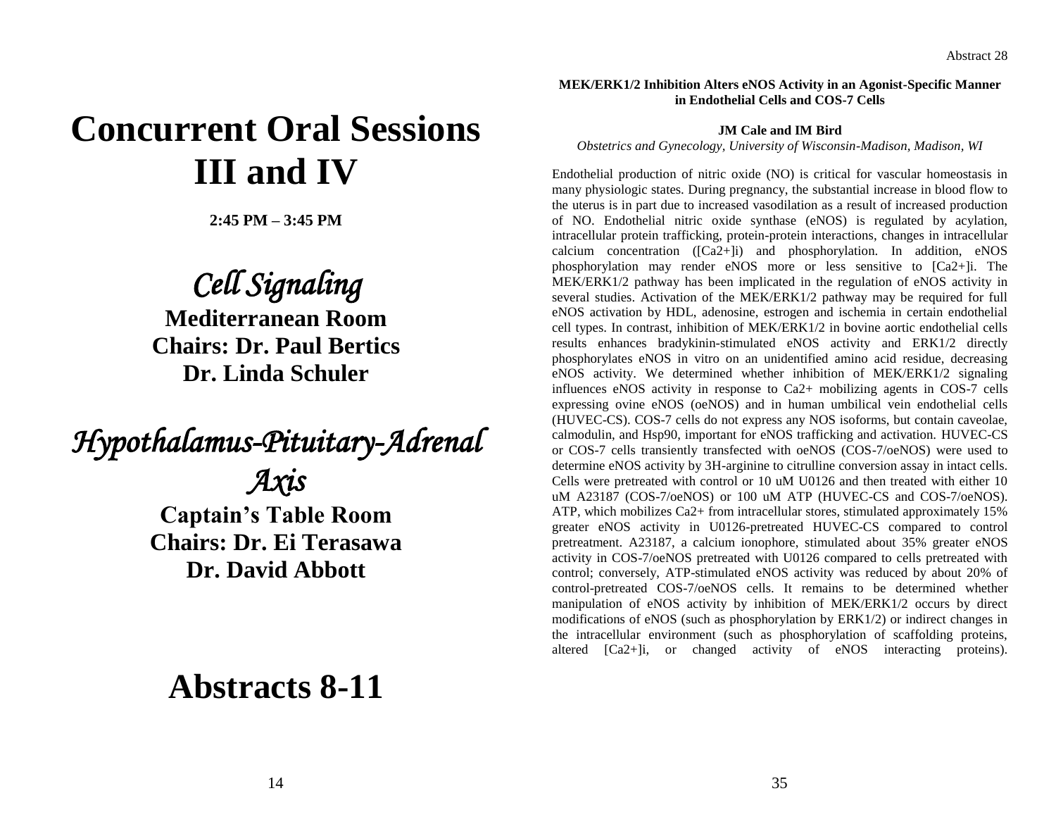# Concurrent Oral Sessions III and IV

**2:45 PM – 3:45 PM**

## *Cell Signaling*

**Mediterranean Room**
**Chairs: Dr. Paul Bertics**
**Dr. Linda Schuler**

## *Hypothalamus-Pituitary-Adrenal Axis*

**Captain's Table Room**
**Chairs: Dr. Ei Terasawa**
**Dr. David Abbott**

# Abstracts 8-11

Abstract 28

**MEK/ERK1/2 Inhibition Alters eNOS Activity in an Agonist-Specific Manner in Endothelial Cells and COS-7 Cells**

**JM Cale and IM Bird**
*Obstetrics and Gynecology, University of Wisconsin-Madison, Madison, WI*

Endothelial production of nitric oxide (NO) is critical for vascular homeostasis in many physiologic states. During pregnancy, the substantial increase in blood flow to the uterus is in part due to increased vasodilation as a result of increased production of NO. Endothelial nitric oxide synthase (eNOS) is regulated by acylation, intracellular protein trafficking, protein-protein interactions, changes in intracellular calcium concentration ($[Ca^{2+}]_i$) and phosphorylation. In addition, eNOS phosphorylation may render eNOS more or less sensitive to $[Ca^{2+}]_i$. The MEK/ERK1/2 pathway has been implicated in the regulation of eNOS activity in several studies. Activation of the MEK/ERK1/2 pathway may be required for full eNOS activation by HDL, adenosine, estrogen and ischemia in certain endothelial cell types. In contrast, inhibition of MEK/ERK1/2 in bovine aortic endothelial cells results enhances bradykinin-stimulated eNOS activity and ERK1/2 directly phosphorylates eNOS in vitro on an unidentified amino acid residue, decreasing eNOS activity. We determined whether inhibition of MEK/ERK1/2 signaling influences eNOS activity in response to $Ca^{2+}$ mobilizing agents in COS-7 cells expressing ovine eNOS (oeNOS) and in human umbilical vein endothelial cells (HUVEC-CS). COS-7 cells do not express any NOS isoforms, but contain caveolae, calmodulin, and Hsp90, important for eNOS trafficking and activation. HUVEC-CS or COS-7 cells transiently transfected with oeNOS (COS-7/oeNOS) were used to determine eNOS activity by 3H-arginine to citrulline conversion assay in intact cells. Cells were pretreated with control or 10 uM U0126 and then treated with either 10 uM A23187 (COS-7/oeNOS) or 100 uM ATP (HUVEC-CS and COS-7/oeNOS). ATP, which mobilizes $Ca^{2+}$ from intracellular stores, stimulated approximately 15% greater eNOS activity in U0126-pretreated HUVEC-CS compared to control pretreatment. A23187, a calcium ionophore, stimulated about 35% greater eNOS activity in COS-7/oeNOS pretreated with U0126 compared to cells pretreated with control; conversely, ATP-stimulated eNOS activity was reduced by about 20% of control-pretreated COS-7/oeNOS cells. It remains to be determined whether manipulation of eNOS activity by inhibition of MEK/ERK1/2 occurs by direct modifications of eNOS (such as phosphorylation by ERK1/2) or indirect changes in the intracellular environment (such as phosphorylation of scaffolding proteins, altered $[Ca^{2+}]_i$, or changed activity of eNOS interacting proteins).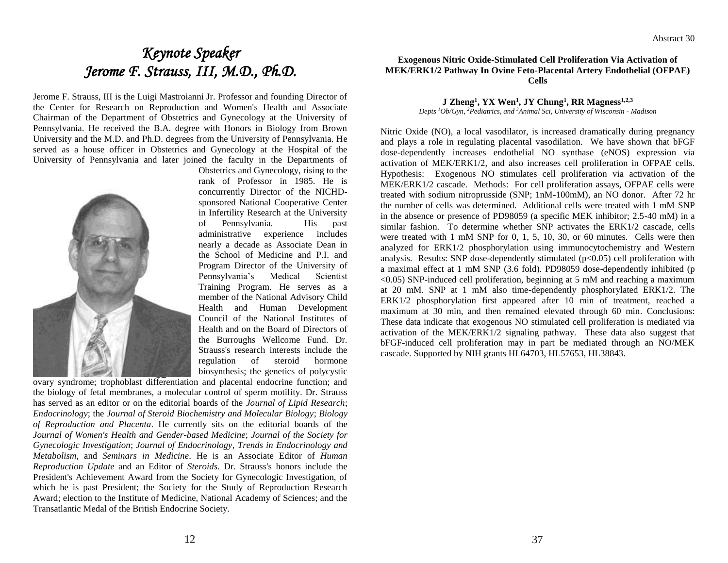# *Keynote Speaker*
# *Jerome F. Strauss, III, M.D., Ph.D.*

Jerome F. Strauss, III is the Luigi Mastroianni Jr. Professor and founding Director of the Center for Research on Reproduction and Women's Health and Associate Chairman of the Department of Obstetrics and Gynecology at the University of Pennsylvania. He received the B.A. degree with Honors in Biology from Brown University and the M.D. and Ph.D. degrees from the University of Pennsylvania. He served as a house officer in Obstetrics and Gynecology at the Hospital of the University of Pennsylvania and later joined the faculty in the Departments of Obstetrics and Gynecology, rising to the rank of Professor in 1985. He is concurrently Director of the NICHD-sponsored National Cooperative Center in Infertility Research at the University of Pennsylvania. His past administrative experience includes nearly a decade as Associate Dean in the School of Medicine and P.I. and Program Director of the University of Pennsylvania's Medical Scientist Training Program. He serves as a member of the National Advisory Child Health and Human Development Council of the National Institutes of Health and on the Board of Directors of the Burroughs Wellcome Fund. Dr. Strauss's research interests include the regulation of steroid hormone biosynthesis; the genetics of polycystic ovary syndrome; trophoblast differentiation and placental endocrine function; and the biology of fetal membranes, a molecular control of sperm motility. Dr. Strauss has served as an editor or on the editorial boards of the *Journal of Lipid Research*; *Endocrinology*; the *Journal of Steroid Biochemistry and Molecular Biology*; *Biology of Reproduction and Placenta*. He currently sits on the editorial boards of the *Journal of Women's Health and Gender-based Medicine*; *Journal of the Society for Gynecologic Investigation*; *Journal of Endocrinology*, *Trends in Endocrinology and Metabolism,* and *Seminars in Medicine*. He is an Associate Editor of *Human Reproduction Update* and an Editor of *Steroids*. Dr. Strauss's honors include the President's Achievement Award from the Society for Gynecologic Investigation, of which he is past President; the Society for the Study of Reproduction Research Award; election to the Institute of Medicine, National Academy of Sciences; and the Transatlantic Medal of the British Endocrine Society.

Abstract 30

**Exogenous Nitric Oxide-Stimulated Cell Proliferation Via Activation of MEK/ERK1/2 Pathway In Ovine Feto-Placental Artery Endothelial (OFPAE) Cells**

**J Zheng[1], YX Wen[1], JY Chung[1], RR Magness[1,2,3]**

*Depts [1]Ob/Gyn, [2]Pediatrics, and [3]Animal Sci, University of Wisconsin - Madison*

Nitric Oxide (NO), a local vasodilator, is increased dramatically during pregnancy and plays a role in regulating placental vasodilation. We have shown that bFGF dose-dependently increases endothelial NO synthase (eNOS) expression via activation of MEK/ERK1/2, and also increases cell proliferation in OFPAE cells. Hypothesis: Exogenous NO stimulates cell proliferation via activation of the MEK/ERK1/2 cascade. Methods: For cell proliferation assays, OFPAE cells were treated with sodium nitroprusside (SNP; 1nM-100mM), an NO donor. After 72 hr the number of cells was determined. Additional cells were treated with 1 mM SNP in the absence or presence of PD98059 (a specific MEK inhibitor; 2.5-40 mM) in a similar fashion. To determine whether SNP activates the ERK1/2 cascade, cells were treated with 1 mM SNP for 0, 1, 5, 10, 30, or 60 minutes. Cells were then analyzed for ERK1/2 phosphorylation using immunocytochemistry and Western analysis. Results: SNP dose-dependently stimulated ($p<0.05$) cell proliferation with a maximal effect at 1 mM SNP (3.6 fold). PD98059 dose-dependently inhibited ($p<0.05$) SNP-induced cell proliferation, beginning at 5 mM and reaching a maximum at 20 mM. SNP at 1 mM also time-dependently phosphorylated ERK1/2. The ERK1/2 phosphorylation first appeared after 10 min of treatment, reached a maximum at 30 min, and then remained elevated through 60 min. Conclusions: These data indicate that exogenous NO stimulated cell proliferation is mediated via activation of the MEK/ERK1/2 signaling pathway. These data also suggest that bFGF-induced cell proliferation may in part be mediated through an NO/MEK cascade. Supported by NIH grants HL64703, HL57653, HL38843.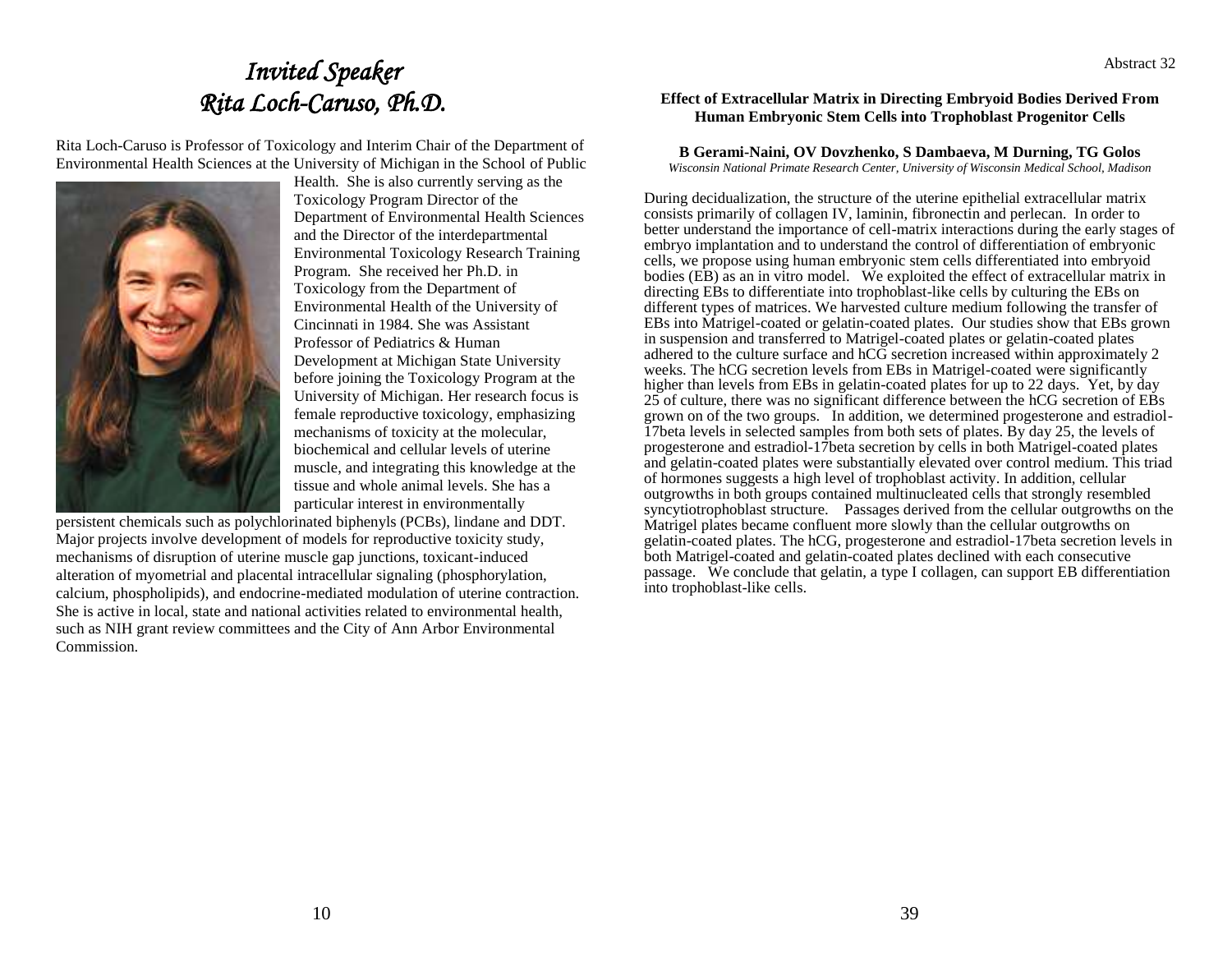# *Invited Speaker*
# *Rita Loch-Caruso, Ph.D.*

Rita Loch-Caruso is Professor of Toxicology and Interim Chair of the Department of Environmental Health Sciences at the University of Michigan in the School of Public Health. She is also currently serving as the Toxicology Program Director of the Department of Environmental Health Sciences and the Director of the interdepartmental Environmental Toxicology Research Training Program. She received her Ph.D. in Toxicology from the Department of Environmental Health of the University of Cincinnati in 1984. She was Assistant Professor of Pediatrics & Human Development at Michigan State University before joining the Toxicology Program at the University of Michigan. Her research focus is female reproductive toxicology, emphasizing mechanisms of toxicity at the molecular, biochemical and cellular levels of uterine muscle, and integrating this knowledge at the tissue and whole animal levels. She has a particular interest in environmentally persistent chemicals such as polychlorinated biphenyls (PCBs), lindane and DDT. Major projects involve development of models for reproductive toxicity study, mechanisms of disruption of uterine muscle gap junctions, toxicant-induced alteration of myometrial and placental intracellular signaling (phosphorylation, calcium, phospholipids), and endocrine-mediated modulation of uterine contraction. She is active in local, state and national activities related to environmental health, such as NIH grant review committees and the City of Ann Arbor Environmental Commission.

Abstract 32

**Effect of Extracellular Matrix in Directing Embryoid Bodies Derived From Human Embryonic Stem Cells into Trophoblast Progenitor Cells**

**B Gerami-Naini, OV Dovzhenko, S Dambaeva, M Durning, TG Golos**

*Wisconsin National Primate Research Center, University of Wisconsin Medical School, Madison*

During decidualization, the structure of the uterine epithelial extracellular matrix consists primarily of collagen IV, laminin, fibronectin and perlecan. In order to better understand the importance of cell-matrix interactions during the early stages of embryo implantation and to understand the control of differentiation of embryonic cells, we propose using human embryonic stem cells differentiated into embryoid bodies (EB) as an in vitro model. We exploited the effect of extracellular matrix in directing EBs to differentiate into trophoblast-like cells by culturing the EBs on different types of matrices. We harvested culture medium following the transfer of EBs into Matrigel-coated or gelatin-coated plates. Our studies show that EBs grown in suspension and transferred to Matrigel-coated plates or gelatin-coated plates adhered to the culture surface and hCG secretion increased within approximately 2 weeks. The hCG secretion levels from EBs in Matrigel-coated were significantly higher than levels from EBs in gelatin-coated plates for up to 22 days. Yet, by day 25 of culture, there was no significant difference between the hCG secretion of EBs grown on of the two groups. In addition, we determined progesterone and estradiol-17beta levels in selected samples from both sets of plates. By day 25, the levels of progesterone and estradiol-17beta secretion by cells in both Matrigel-coated plates and gelatin-coated plates were substantially elevated over control medium. This triad of hormones suggests a high level of trophoblast activity. In addition, cellular outgrowths in both groups contained multinucleated cells that strongly resembled syncytiotrophoblast structure. Passages derived from the cellular outgrowths on the Matrigel plates became confluent more slowly than the cellular outgrowths on gelatin-coated plates. The hCG, progesterone and estradiol-17beta secretion levels in both Matrigel-coated and gelatin-coated plates declined with each consecutive passage. We conclude that gelatin, a type I collagen, can support EB differentiation into trophoblast-like cells.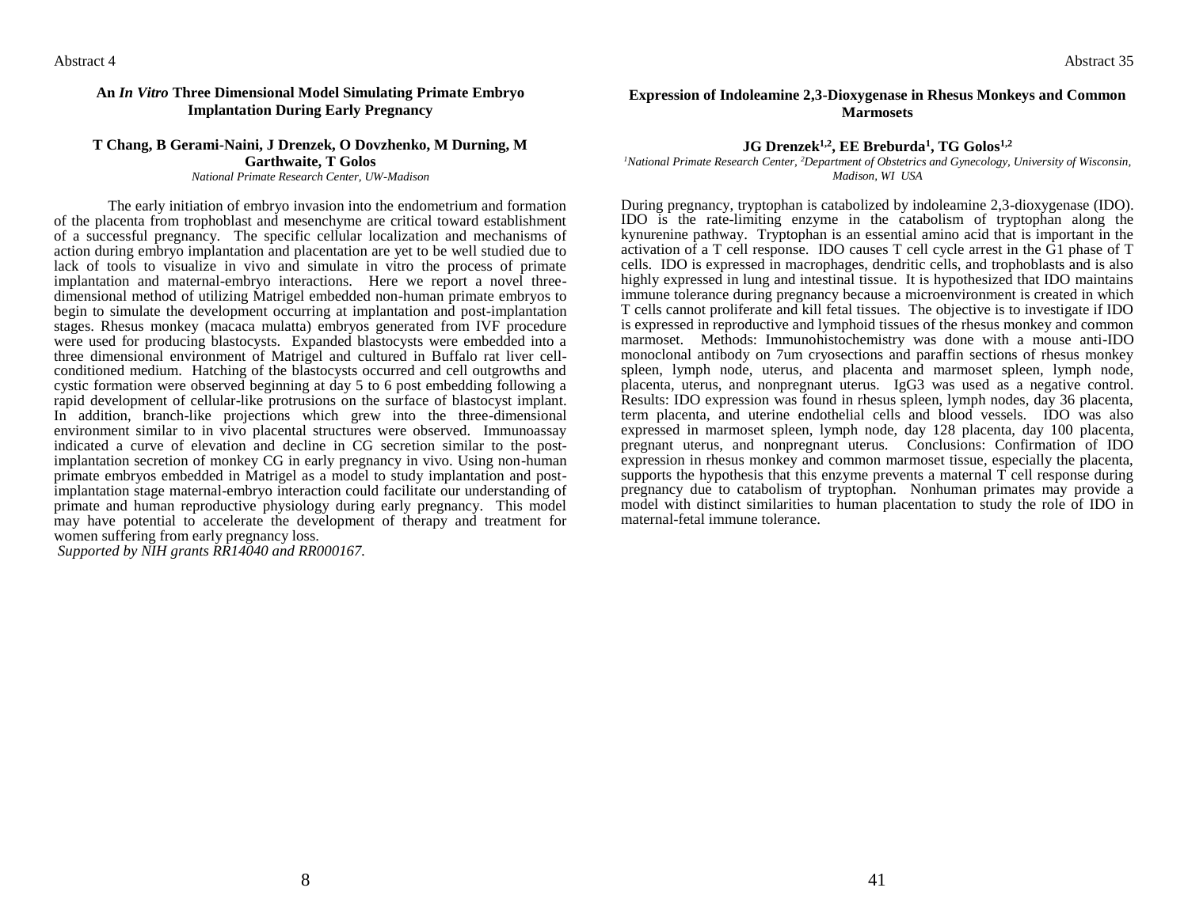Abstract 4

### An *In Vitro* Three Dimensional Model Simulating Primate Embryo Implantation During Early Pregnancy

**T Chang, B Gerami-Naini, J Drenzek, O Dovzhenko, M Durning, M Garthwaite, T Golos**

*National Primate Research Center, UW-Madison*

The early initiation of embryo invasion into the endometrium and formation of the placenta from trophoblast and mesenchyme are critical toward establishment of a successful pregnancy. The specific cellular localization and mechanisms of action during embryo implantation and placentation are yet to be well studied due to lack of tools to visualize in vivo and simulate in vitro the process of primate implantation and maternal-embryo interactions. Here we report a novel three-dimensional method of utilizing Matrigel embedded non-human primate embryos to begin to simulate the development occurring at implantation and post-implantation stages. Rhesus monkey (macaca mulatta) embryos generated from IVF procedure were used for producing blastocysts. Expanded blastocysts were embedded into a three dimensional environment of Matrigel and cultured in Buffalo rat liver cell-conditioned medium. Hatching of the blastocysts occurred and cell outgrowths and cystic formation were observed beginning at day 5 to 6 post embedding following a rapid development of cellular-like protrusions on the surface of blastocyst implant. In addition, branch-like projections which grew into the three-dimensional environment similar to in vivo placental structures were observed. Immunoassay indicated a curve of elevation and decline in CG secretion similar to the post-implantation secretion of monkey CG in early pregnancy in vivo. Using non-human primate embryos embedded in Matrigel as a model to study implantation and post-implantation stage maternal-embryo interaction could facilitate our understanding of primate and human reproductive physiology during early pregnancy. This model may have potential to accelerate the development of therapy and treatment for women suffering from early pregnancy loss.

*Supported by NIH grants RR14040 and RR000167.*

Abstract 35

### Expression of Indoleamine 2,3-Dioxygenase in Rhesus Monkeys and Common Marmosets

**JG Drenzek[1,2], EE Breburda[1], TG Golos[1,2]**

*[1]National Primate Research Center, [2]Department of Obstetrics and Gynecology, University of Wisconsin, Madison, WI USA*

During pregnancy, tryptophan is catabolized by indoleamine 2,3-dioxygenase (IDO). IDO is the rate-limiting enzyme in the catabolism of tryptophan along the kynurenine pathway. Tryptophan is an essential amino acid that is important in the activation of a T cell response. IDO causes T cell cycle arrest in the G1 phase of T cells. IDO is expressed in macrophages, dendritic cells, and trophoblasts and is also highly expressed in lung and intestinal tissue. It is hypothesized that IDO maintains immune tolerance during pregnancy because a microenvironment is created in which T cells cannot proliferate and kill fetal tissues. The objective is to investigate if IDO is expressed in reproductive and lymphoid tissues of the rhesus monkey and common marmoset. Methods: Immunohistochemistry was done with a mouse anti-IDO monoclonal antibody on 7um cryosections and paraffin sections of rhesus monkey spleen, lymph node, uterus, and placenta and marmoset spleen, lymph node, placenta, uterus, and nonpregnant uterus. IgG3 was used as a negative control. Results: IDO expression was found in rhesus spleen, lymph nodes, day 36 placenta, term placenta, and uterine endothelial cells and blood vessels. IDO was also expressed in marmoset spleen, lymph node, day 128 placenta, day 100 placenta, pregnant uterus, and nonpregnant uterus. Conclusions: Confirmation of IDO expression in rhesus monkey and common marmoset tissue, especially the placenta, supports the hypothesis that this enzyme prevents a maternal T cell response during pregnancy due to catabolism of tryptophan. Nonhuman primates may provide a model with distinct similarities to human placentation to study the role of IDO in maternal-fetal immune tolerance.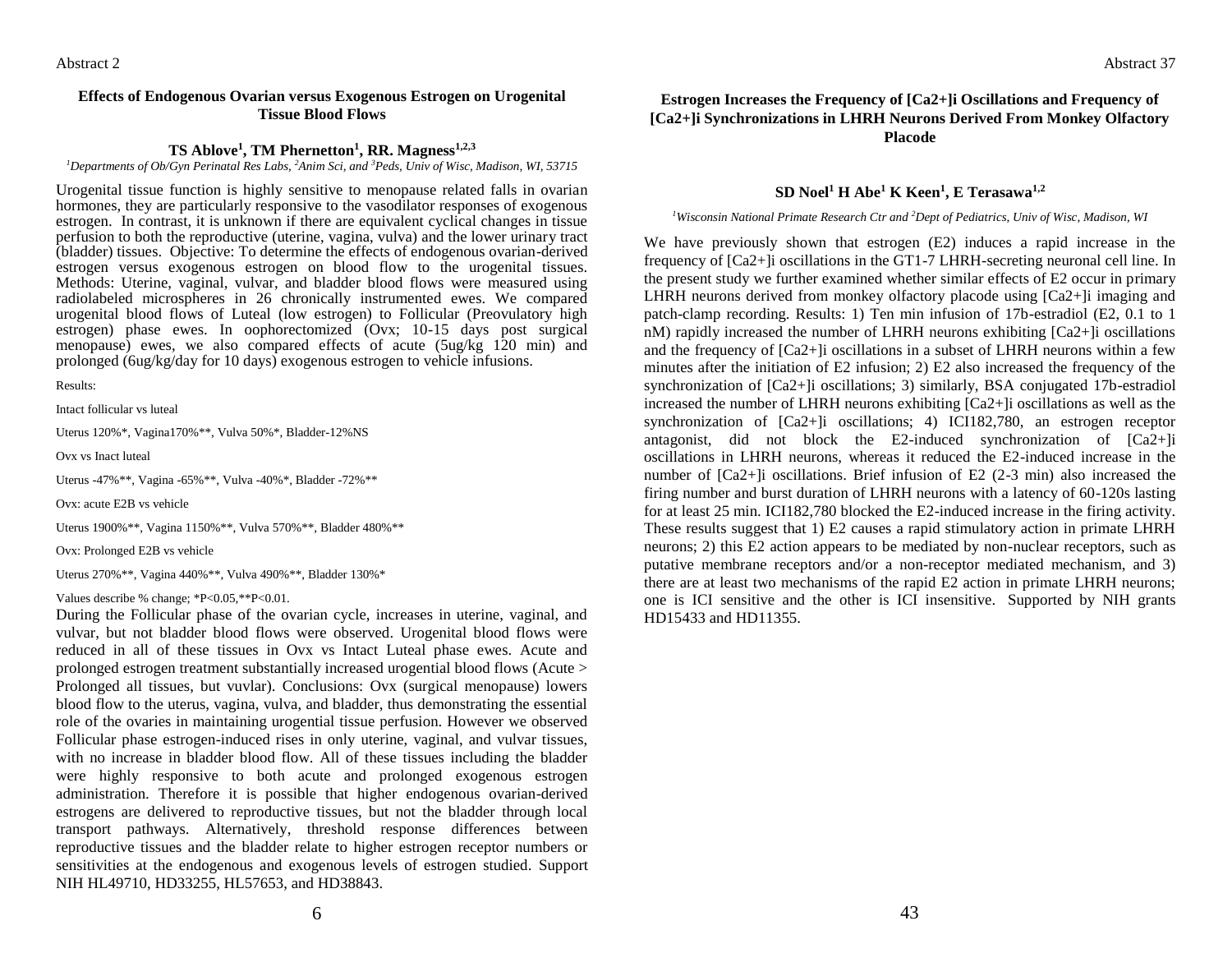Abstract 2

### Effects of Endogenous Ovarian versus Exogenous Estrogen on Urogenital Tissue Blood Flows

**TS Ablove[1], TM Phernetton[1], RR. Magness[1,2,3]**

*[1]Departments of Ob/Gyn Perinatal Res Labs, [2]Anim Sci, and [3]Peds, Univ of Wisc, Madison, WI, 53715*

Urogenital tissue function is highly sensitive to menopause related falls in ovarian hormones, they are particularly responsive to the vasodilator responses of exogenous estrogen. In contrast, it is unknown if there are equivalent cyclical changes in tissue perfusion to both the reproductive (uterine, vagina, vulva) and the lower urinary tract (bladder) tissues. Objective: To determine the effects of endogenous ovarian-derived estrogen versus exogenous estrogen on blood flow to the urogenital tissues. Methods: Uterine, vaginal, vulvar, and bladder blood flows were measured using radiolabeled microspheres in 26 chronically instrumented ewes. We compared urogenital blood flows of Luteal (low estrogen) to Follicular (Preovulatory high estrogen) phase ewes. In oophorectomized (Ovx; 10-15 days post surgical menopause) ewes, we also compared effects of acute (5ug/kg 120 min) and prolonged (6ug/kg/day for 10 days) exogenous estrogen to vehicle infusions.

Results:

Intact follicular vs luteal

Uterus 120%*, Vagina170%**, Vulva 50%*, Bladder-12%NS

Ovx vs Inact luteal

Uterus -47%**, Vagina -65%**, Vulva -40%*, Bladder -72%**

Ovx: acute E2B vs vehicle

Uterus 1900%**, Vagina 1150%**, Vulva 570%**, Bladder 480%**

Ovx: Prolonged E2B vs vehicle

Uterus 270%**, Vagina 440%**, Vulva 490%**, Bladder 130%*

Values describe % change; *P<0.05,**P<0.01.

During the Follicular phase of the ovarian cycle, increases in uterine, vaginal, and vulvar, but not bladder blood flows were observed. Urogenital blood flows were reduced in all of these tissues in Ovx vs Intact Luteal phase ewes. Acute and prolonged estrogen treatment substantially increased urogential blood flows (Acute > Prolonged all tissues, but vuvlar). Conclusions: Ovx (surgical menopause) lowers blood flow to the uterus, vagina, vulva, and bladder, thus demonstrating the essential role of the ovaries in maintaining urogential tissue perfusion. However we observed Follicular phase estrogen-induced rises in only uterine, vaginal, and vulvar tissues, with no increase in bladder blood flow. All of these tissues including the bladder were highly responsive to both acute and prolonged exogenous estrogen administration. Therefore it is possible that higher endogenous ovarian-derived estrogens are delivered to reproductive tissues, but not the bladder through local transport pathways. Alternatively, threshold response differences between reproductive tissues and the bladder relate to higher estrogen receptor numbers or sensitivities at the endogenous and exogenous levels of estrogen studied. Support NIH HL49710, HD33255, HL57653, and HD38843.

Abstract 37

### Estrogen Increases the Frequency of [Ca2+]i Oscillations and Frequency of [Ca2+]i Synchronizations in LHRH Neurons Derived From Monkey Olfactory Placode

**SD Noel[1] H Abe[1] K Keen[1], E Terasawa[1,2]**

*[1]Wisconsin National Primate Research Ctr and [2]Dept of Pediatrics, Univ of Wisc, Madison, WI*

We have previously shown that estrogen (E2) induces a rapid increase in the frequency of [Ca2+]i oscillations in the GT1-7 LHRH-secreting neuronal cell line. In the present study we further examined whether similar effects of E2 occur in primary LHRH neurons derived from monkey olfactory placode using [Ca2+]i imaging and patch-clamp recording. Results: 1) Ten min infusion of 17b-estradiol (E2, 0.1 to 1 nM) rapidly increased the number of LHRH neurons exhibiting [Ca2+]i oscillations and the frequency of [Ca2+]i oscillations in a subset of LHRH neurons within a few minutes after the initiation of E2 infusion; 2) E2 also increased the frequency of the synchronization of [Ca2+]i oscillations; 3) similarly, BSA conjugated 17b-estradiol increased the number of LHRH neurons exhibiting [Ca2+]i oscillations as well as the synchronization of [Ca2+]i oscillations; 4) ICI182,780, an estrogen receptor antagonist, did not block the E2-induced synchronization of [Ca2+]i oscillations in LHRH neurons, whereas it reduced the E2-induced increase in the number of [Ca2+]i oscillations. Brief infusion of E2 (2-3 min) also increased the firing number and burst duration of LHRH neurons with a latency of 60-120s lasting for at least 25 min. ICI182,780 blocked the E2-induced increase in the firing activity. These results suggest that 1) E2 causes a rapid stimulatory action in primate LHRH neurons; 2) this E2 action appears to be mediated by non-nuclear receptors, such as putative membrane receptors and/or a non-receptor mediated mechanism, and 3) there are at least two mechanisms of the rapid E2 action in primate LHRH neurons; one is ICI sensitive and the other is ICI insensitive. Supported by NIH grants HD15433 and HD11355.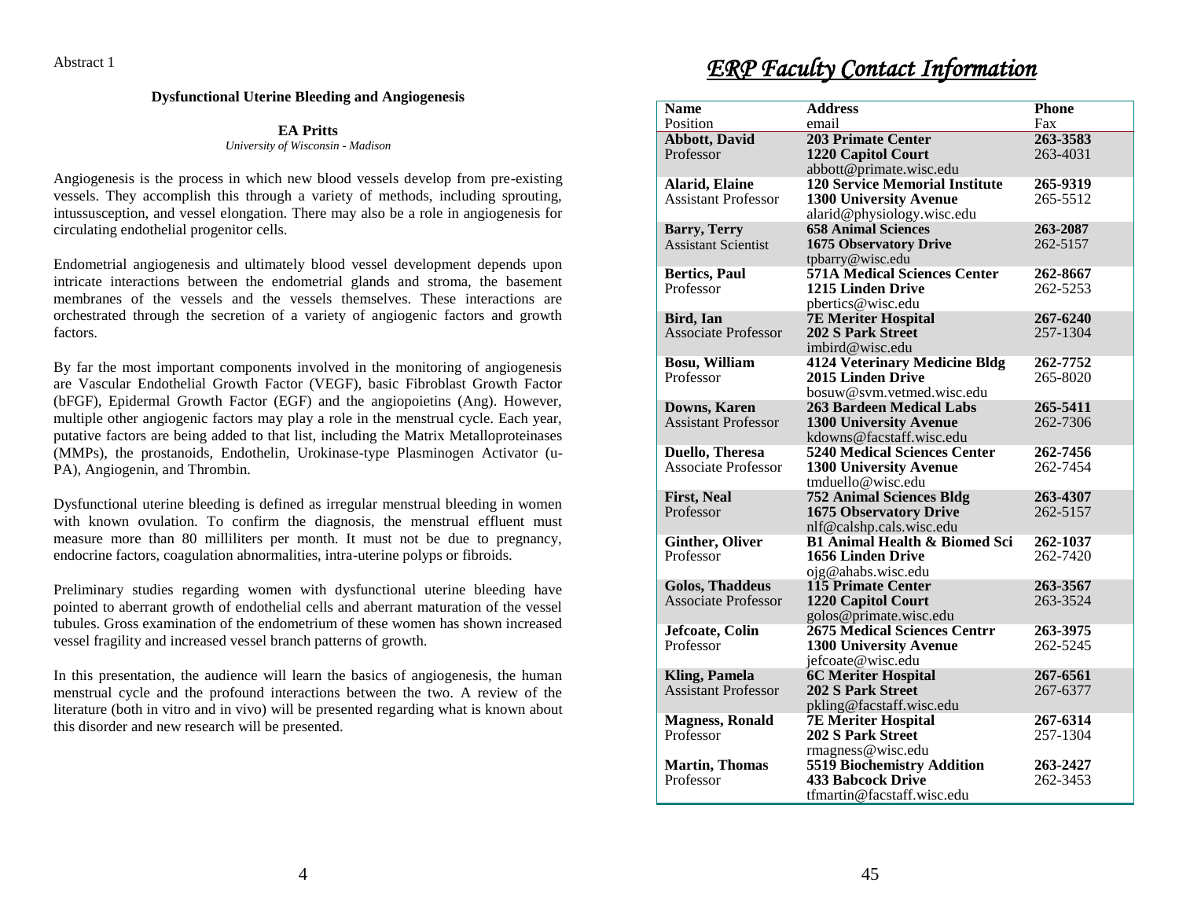Abstract 1

### Dysfunctional Uterine Bleeding and Angiogenesis

**EA Pritts**
*University of Wisconsin - Madison*

Angiogenesis is the process in which new blood vessels develop from pre-existing vessels. They accomplish this through a variety of methods, including sprouting, intussusception, and vessel elongation. There may also be a role in angiogenesis for circulating endothelial progenitor cells.

Endometrial angiogenesis and ultimately blood vessel development depends upon intricate interactions between the endometrial glands and stroma, the basement membranes of the vessels and the vessels themselves. These interactions are orchestrated through the secretion of a variety of angiogenic factors and growth factors.

By far the most important components involved in the monitoring of angiogenesis are Vascular Endothelial Growth Factor (VEGF), basic Fibroblast Growth Factor (bFGF), Epidermal Growth Factor (EGF) and the angiopoietins (Ang). However, multiple other angiogenic factors may play a role in the menstrual cycle. Each year, putative factors are being added to that list, including the Matrix Metalloproteinases (MMPs), the prostanoids, Endothelin, Urokinase-type Plasminogen Activator (u-PA), Angiogenin, and Thrombin.

Dysfunctional uterine bleeding is defined as irregular menstrual bleeding in women with known ovulation. To confirm the diagnosis, the menstrual effluent must measure more than 80 milliliters per month. It must not be due to pregnancy, endocrine factors, coagulation abnormalities, intra-uterine polyps or fibroids.

Preliminary studies regarding women with dysfunctional uterine bleeding have pointed to aberrant growth of endothelial cells and aberrant maturation of the vessel tubules. Gross examination of the endometrium of these women has shown increased vessel fragility and increased vessel branch patterns of growth.

In this presentation, the audience will learn the basics of angiogenesis, the human menstrual cycle and the profound interactions between the two. A review of the literature (both in vitro and in vivo) will be presented regarding what is known about this disorder and new research will be presented.

# *ERP Faculty Contact Information*

| Name / Position | Address / email | Phone / Fax |
|---|---|---|
| **Abbott, David**<br>Professor | **203 Primate Center**<br>**1220 Capitol Court**<br>abbott@primate.wisc.edu | **263-3583**<br>263-4031 |
| **Alarid, Elaine**<br>Assistant Professor | **120 Service Memorial Institute**<br>**1300 University Avenue**<br>alarid@physiology.wisc.edu | **265-9319**<br>265-5512 |
| **Barry, Terry**<br>Assistant Scientist | **658 Animal Sciences**<br>**1675 Observatory Drive**<br>tpbarry@wisc.edu | **263-2087**<br>262-5157 |
| **Bertics, Paul**<br>Professor | **571A Medical Sciences Center**<br>**1215 Linden Drive**<br>pbertics@wisc.edu | **262-8667**<br>262-5253 |
| **Bird, Ian**<br>Associate Professor | **7E Meriter Hospital**<br>**202 S Park Street**<br>imbird@wisc.edu | **267-6240**<br>257-1304 |
| **Bosu, William**<br>Professor | **4124 Veterinary Medicine Bldg**<br>**2015 Linden Drive**<br>bosuw@svm.vetmed.wisc.edu | **262-7752**<br>265-8020 |
| **Downs, Karen**<br>Assistant Professor | **263 Bardeen Medical Labs**<br>**1300 University Avenue**<br>kdowns@facstaff.wisc.edu | **265-5411**<br>262-7306 |
| **Duello, Theresa**<br>Associate Professor | **5240 Medical Sciences Center**<br>**1300 University Avenue**<br>tmduello@wisc.edu | **262-7456**<br>262-7454 |
| **First, Neal**<br>Professor | **752 Animal Sciences Bldg**<br>**1675 Observatory Drive**<br>nlf@calshp.cals.wisc.edu | **263-4307**<br>262-5157 |
| **Ginther, Oliver**<br>Professor | **B1 Animal Health & Biomed Sci**<br>**1656 Linden Drive**<br>ojg@ahabs.wisc.edu | **262-1037**<br>262-7420 |
| **Golos, Thaddeus**<br>Associate Professor | **115 Primate Center**<br>**1220 Capitol Court**<br>golos@primate.wisc.edu | **263-3567**<br>263-3524 |
| **Jefcoate, Colin**<br>Professor | **2675 Medical Sciences Centrr**<br>**1300 University Avenue**<br>jefcoate@wisc.edu | **263-3975**<br>262-5245 |
| **Kling, Pamela**<br>Assistant Professor | **6C Meriter Hospital**<br>**202 S Park Street**<br>pkling@facstaff.wisc.edu | **267-6561**<br>267-6377 |
| **Magness, Ronald**<br>Professor | **7E Meriter Hospital**<br>**202 S Park Street**<br>rmagness@wisc.edu | **267-6314**<br>257-1304 |
| **Martin, Thomas**<br>Professor | **5519 Biochemistry Addition**<br>**433 Babcock Drive**<br>tfmartin@facstaff.wisc.edu | **263-2427**<br>262-3453 |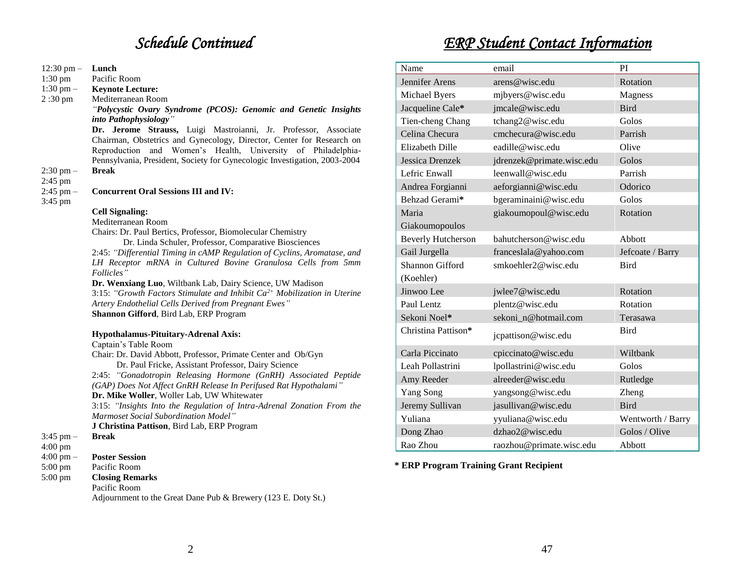## Schedule Continued

12:30 pm – 1:30 pm **Lunch**
Pacific Room

1:30 pm – 2 :30 pm **Keynote Lecture:**
Mediterranean Room
*"**Polycystic Ovary Syndrome (PCOS): Genomic and Genetic Insights into Pathophysiology**"*
**Dr. Jerome Strauss,** Luigi Mastroianni, Jr. Professor, Associate Chairman, Obstetrics and Gynecology, Director, Center for Research on Reproduction and Women's Health, University of Philadelphia-Pennsylvania, President, Society for Gynecologic Investigation, 2003-2004

2:30 pm – 2:45 pm **Break**

2:45 pm – 3:45 pm **Concurrent Oral Sessions III and IV:**

**Cell Signaling:**
Mediterranean Room
Chairs: Dr. Paul Bertics, Professor, Biomolecular Chemistry
Dr. Linda Schuler, Professor, Comparative Biosciences

2:45: *"Differential Timing in cAMP Regulation of Cyclins, Aromatase, and LH Receptor mRNA in Cultured Bovine Granulosa Cells from 5mm Follicles"*
**Dr. Wenxiang Luo**, Wiltbank Lab, Dairy Science, UW Madison

3:15: *"Growth Factors Stimulate and Inhibit $Ca^{2+}$ Mobilization in Uterine Artery Endothelial Cells Derived from Pregnant Ewes"*
**Shannon Gifford**, Bird Lab, ERP Program

**Hypothalamus-Pituitary-Adrenal Axis:**
Captain's Table Room
Chair: Dr. David Abbott, Professor, Primate Center and Ob/Gyn
Dr. Paul Fricke, Assistant Professor, Dairy Science

2:45: *"Gonadotropin Releasing Hormone (GnRH) Associated Peptide (GAP) Does Not Affect GnRH Release In Perifused Rat Hypothalami"*
**Dr. Mike Woller**, Woller Lab, UW Whitewater

3:15: *"Insights Into the Regulation of Intra-Adrenal Zonation From the Marmoset Social Subordination Model"*
**J Christina Pattison**, Bird Lab, ERP Program

3:45 pm – 4:00 pm **Break**

4:00 pm – 5:00 pm **Poster Session**
Pacific Room

5:00 pm **Closing Remarks**
Pacific Room
Adjournment to the Great Dane Pub & Brewery (123 E. Doty St.)

## ERP Student Contact Information

| Name | email | PI |
|---|---|---|
| Jennifer Arens | arens@wisc.edu | Rotation |
| Michael Byers | mjbyers@wisc.edu | Magness |
| Jacqueline Cale* | jmcale@wisc.edu | Bird |
| Tien-cheng Chang | tchang2@wisc.edu | Golos |
| Celina Checura | cmchecura@wisc.edu | Parrish |
| Elizabeth Dille | eadille@wisc.edu | Olive |
| Jessica Drenzek | jdrenzek@primate.wisc.edu | Golos |
| Lefric Enwall | leenwall@wisc.edu | Parrish |
| Andrea Forgianni | aeforgianni@wisc.edu | Odorico |
| Behzad Gerami* | bgeraminaini@wisc.edu | Golos |
| Maria Giakoumopoulos | giakoumopoul@wisc.edu | Rotation |
| Beverly Hutcherson | bahutcherson@wisc.edu | Abbott |
| Gail Jurgella | franceslala@yahoo.com | Jefcoate / Barry |
| Shannon Gifford (Koehler) | smkoehler2@wisc.edu | Bird |
| Jinwoo Lee | jwlee7@wisc.edu | Rotation |
| Paul Lentz | plentz@wisc.edu | Rotation |
| Sekoni Noel* | sekoni_n@hotmail.com | Terasawa |
| Christina Pattison* | jcpattison@wisc.edu | Bird |
| Carla Piccinato | cpiccinato@wisc.edu | Wiltbank |
| Leah Pollastrini | lpollastrini@wisc.edu | Golos |
| Amy Reeder | alreeder@wisc.edu | Rutledge |
| Yang Song | yangsong@wisc.edu | Zheng |
| Jeremy Sullivan | jasullivan@wisc.edu | Bird |
| Yuliana | yyuliana@wisc.edu | Wentworth / Barry |
| Dong Zhao | dzhao2@wisc.edu | Golos / Olive |
| Rao Zhou | raozhou@primate.wisc.edu | Abbott |

**\* ERP Program Training Grant Recipient**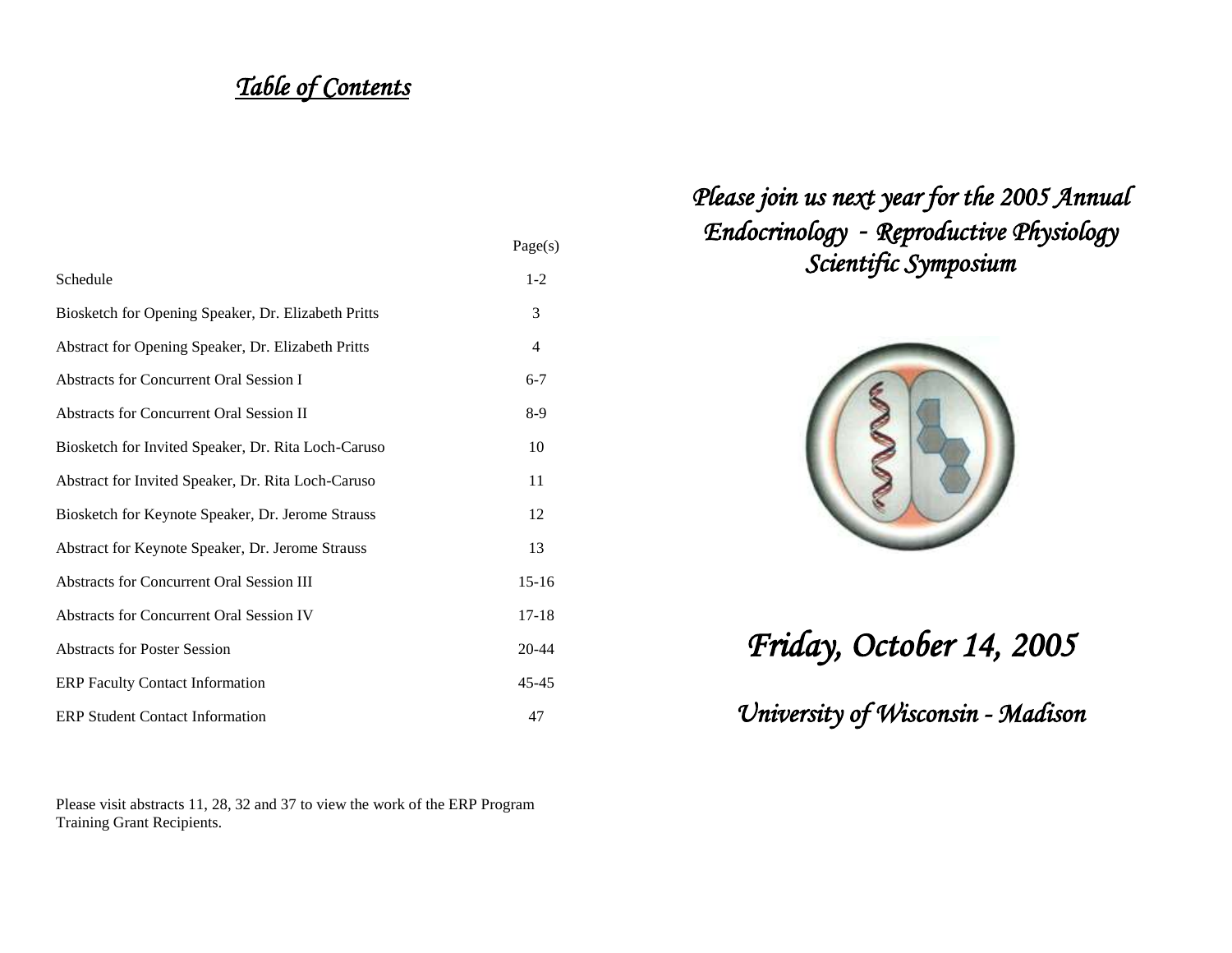# *Table of Contents*

| | Page(s) |
|---|---|
| Schedule | 1-2 |
| Biosketch for Opening Speaker, Dr. Elizabeth Pritts | 3 |
| Abstract for Opening Speaker, Dr. Elizabeth Pritts | 4 |
| Abstracts for Concurrent Oral Session I | 6-7 |
| Abstracts for Concurrent Oral Session II | 8-9 |
| Biosketch for Invited Speaker, Dr. Rita Loch-Caruso | 10 |
| Abstract for Invited Speaker, Dr. Rita Loch-Caruso | 11 |
| Biosketch for Keynote Speaker, Dr. Jerome Strauss | 12 |
| Abstract for Keynote Speaker, Dr. Jerome Strauss | 13 |
| Abstracts for Concurrent Oral Session III | 15-16 |
| Abstracts for Concurrent Oral Session IV | 17-18 |
| Abstracts for Poster Session | 20-44 |
| ERP Faculty Contact Information | 45-45 |
| ERP Student Contact Information | 47 |

Please visit abstracts 11, 28, 32 and 37 to view the work of the ERP Program Training Grant Recipients.

## *Please join us next year for the 2005 Annual Endocrinology - Reproductive Physiology Scientific Symposium*

## *Friday, October 14, 2005*

### *University of Wisconsin - Madison*